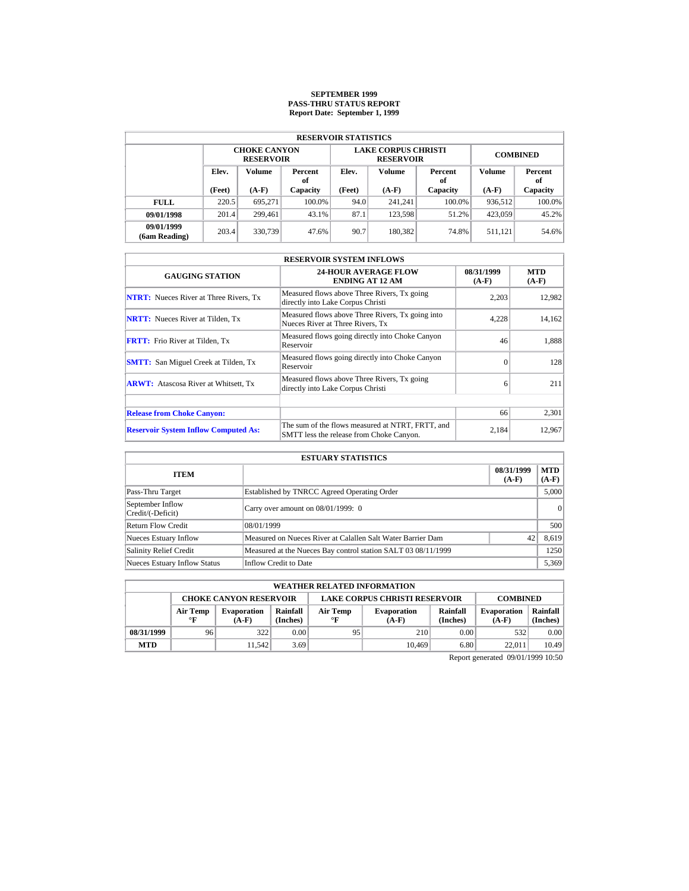# SEPTEMBER 1999
## PASS-THRU STATUS REPORT
### Report Date: September 1, 1999

| RESERVOIR STATISTICS | | | | | | | | |
|---|---|---|---|---|---|---|---|---|
| | CHOKE CANYON RESERVOIR | | | LAKE CORPUS CHRISTI RESERVOIR | | | COMBINED | |
| | Elev. (Feet) | Volume (A-F) | Percent of Capacity | Elev. (Feet) | Volume (A-F) | Percent of Capacity | Volume (A-F) | Percent of Capacity |
| **FULL** | 220.5 | 695,271 | 100.0% | 94.0 | 241,241 | 100.0% | 936,512 | 100.0% |
| **09/01/1998** | 201.4 | 299,461 | 43.1% | 87.1 | 123,598 | 51.2% | 423,059 | 45.2% |
| **09/01/1999 (6am Reading)** | 203.4 | 330,739 | 47.6% | 90.7 | 180,382 | 74.8% | 511,121 | 54.6% |

| RESERVOIR SYSTEM INFLOWS | | | |
|---|---|---|---|
| GAUGING STATION | 24-HOUR AVERAGE FLOW ENDING AT 12 AM | 08/31/1999 (A-F) | MTD (A-F) |
| **NTRT:** Nueces River at Three Rivers, Tx | Measured flows above Three Rivers, Tx going directly into Lake Corpus Christi | 2,203 | 12,982 |
| **NRTT:** Nueces River at Tilden, Tx | Measured flows above Three Rivers, Tx going into Nueces River at Three Rivers, Tx | 4,228 | 14,162 |
| **FRTT:** Frio River at Tilden, Tx | Measured flows going directly into Choke Canyon Reservoir | 46 | 1,888 |
| **SMTT:** San Miguel Creek at Tilden, Tx | Measured flows going directly into Choke Canyon Reservoir | 0 | 128 |
| **ARWT:** Atascosa River at Whitsett, Tx | Measured flows above Three Rivers, Tx going directly into Lake Corpus Christi | 6 | 211 |
| | | | |
| **Release from Choke Canyon:** | | 66 | 2,301 |
| **Reservoir System Inflow Computed As:** | The sum of the flows measured at NTRT, FRTT, and SMTT less the release from Choke Canyon. | 2,184 | 12,967 |

| ESTUARY STATISTICS | | | |
|---|---|---|---|
| ITEM | | 08/31/1999 (A-F) | MTD (A-F) |
| Pass-Thru Target | Established by TNRCC Agreed Operating Order | | 5,000 |
| September Inflow Credit/(-Deficit) | Carry over amount on 08/01/1999: 0 | | 0 |
| Return Flow Credit | 08/01/1999 | | 500 |
| Nueces Estuary Inflow | Measured on Nueces River at Calallen Salt Water Barrier Dam | 42 | 8,619 |
| Salinity Relief Credit | Measured at the Nueces Bay control station SALT 03 08/11/1999 | | 1250 |
| Nueces Estuary Inflow Status | Inflow Credit to Date | | 5,369 |

| WEATHER RELATED INFORMATION | | | | | | | | |
|---|---|---|---|---|---|---|---|---|
| | CHOKE CANYON RESERVOIR | | | LAKE CORPUS CHRISTI RESERVOIR | | | COMBINED | |
| | Air Temp °F | Evaporation (A-F) | Rainfall (Inches) | Air Temp °F | Evaporation (A-F) | Rainfall (Inches) | Evaporation (A-F) | Rainfall (Inches) |
| **08/31/1999** | 96 | 322 | 0.00 | 95 | 210 | 0.00 | 532 | 0.00 |
| **MTD** | | 11,542 | 3.69 | | 10,469 | 6.80 | 22,011 | 10.49 |

Report generated 09/01/1999 10:50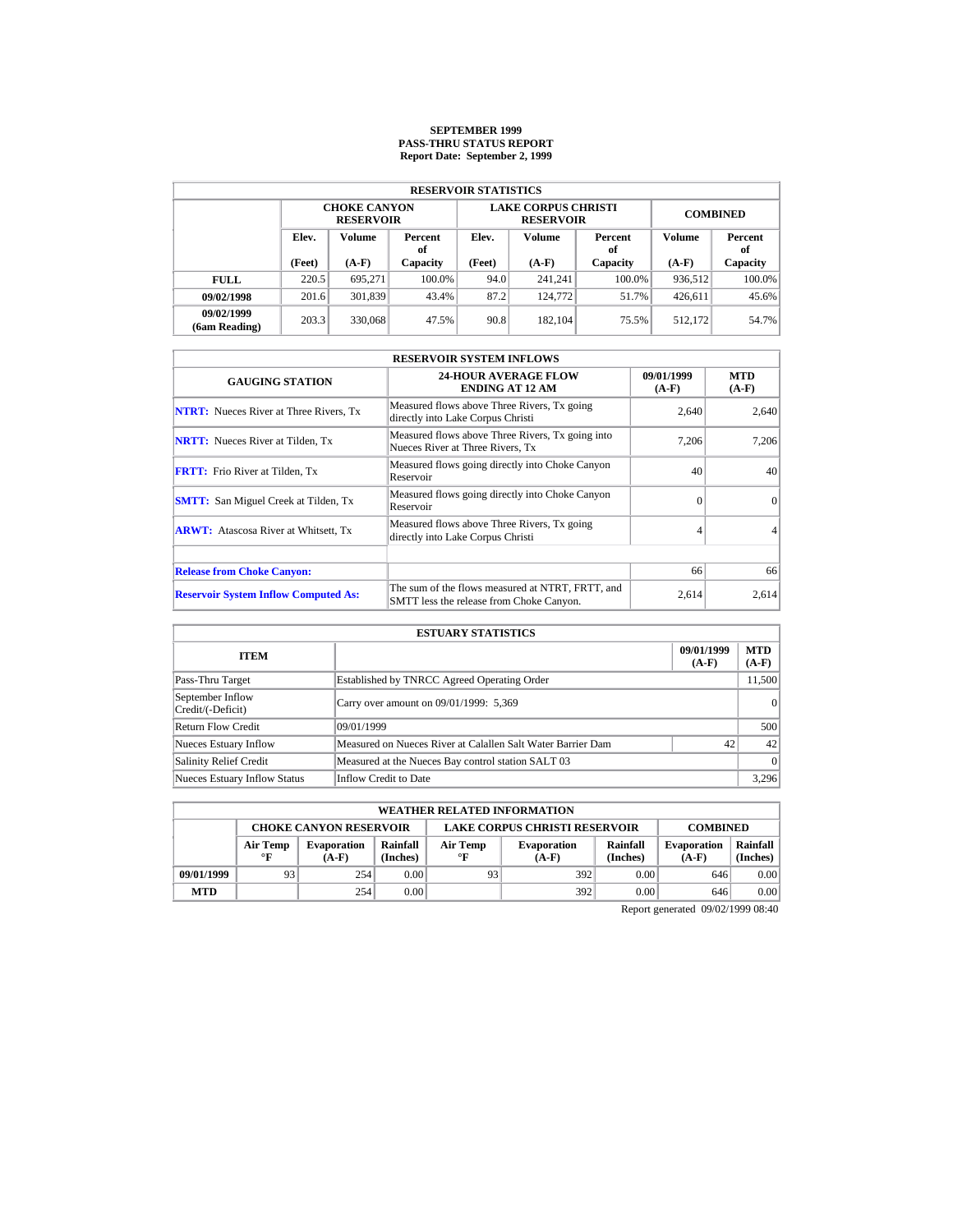**SEPTEMBER 1999**
**PASS-THRU STATUS REPORT**
**Report Date: September 2, 1999**

| RESERVOIR STATISTICS | | | | | | | | |
|---|---|---|---|---|---|---|---|---|
| | CHOKE CANYON RESERVOIR | | | LAKE CORPUS CHRISTI RESERVOIR | | | COMBINED | |
| | Elev. (Feet) | Volume (A-F) | Percent of Capacity | Elev. (Feet) | Volume (A-F) | Percent of Capacity | Volume (A-F) | Percent of Capacity |
| **FULL** | 220.5 | 695,271 | 100.0% | 94.0 | 241,241 | 100.0% | 936,512 | 100.0% |
| **09/02/1998** | 201.6 | 301,839 | 43.4% | 87.2 | 124,772 | 51.7% | 426,611 | 45.6% |
| **09/02/1999 (6am Reading)** | 203.3 | 330,068 | 47.5% | 90.8 | 182,104 | 75.5% | 512,172 | 54.7% |

| RESERVOIR SYSTEM INFLOWS | | | |
|---|---|---|---|
| GAUGING STATION | 24-HOUR AVERAGE FLOW ENDING AT 12 AM | 09/01/1999 (A-F) | MTD (A-F) |
| **NTRT:** Nueces River at Three Rivers, Tx | Measured flows above Three Rivers, Tx going directly into Lake Corpus Christi | 2,640 | 2,640 |
| **NRTT:** Nueces River at Tilden, Tx | Measured flows above Three Rivers, Tx going into Nueces River at Three Rivers, Tx | 7,206 | 7,206 |
| **FRTT:** Frio River at Tilden, Tx | Measured flows going directly into Choke Canyon Reservoir | 40 | 40 |
| **SMTT:** San Miguel Creek at Tilden, Tx | Measured flows going directly into Choke Canyon Reservoir | 0 | 0 |
| **ARWT:** Atascosa River at Whitsett, Tx | Measured flows above Three Rivers, Tx going directly into Lake Corpus Christi | 4 | 4 |
| | | | |
| **Release from Choke Canyon:** | | 66 | 66 |
| **Reservoir System Inflow Computed As:** | The sum of the flows measured at NTRT, FRTT, and SMTT less the release from Choke Canyon. | 2,614 | 2,614 |

| ESTUARY STATISTICS | | | |
|---|---|---|---|
| ITEM | | 09/01/1999 (A-F) | MTD (A-F) |
| Pass-Thru Target | Established by TNRCC Agreed Operating Order | | 11,500 |
| September Inflow Credit/(-Deficit) | Carry over amount on 09/01/1999: 5,369 | | 0 |
| Return Flow Credit | 09/01/1999 | | 500 |
| Nueces Estuary Inflow | Measured on Nueces River at Calallen Salt Water Barrier Dam | 42 | 42 |
| Salinity Relief Credit | Measured at the Nueces Bay control station SALT 03 | | 0 |
| Nueces Estuary Inflow Status | Inflow Credit to Date | | 3,296 |

| WEATHER RELATED INFORMATION | | | | | | | | |
|---|---|---|---|---|---|---|---|---|
| | CHOKE CANYON RESERVOIR | | | LAKE CORPUS CHRISTI RESERVOIR | | | COMBINED | |
| | Air Temp °F | Evaporation (A-F) | Rainfall (Inches) | Air Temp °F | Evaporation (A-F) | Rainfall (Inches) | Evaporation (A-F) | Rainfall (Inches) |
| **09/01/1999** | 93 | 254 | 0.00 | 93 | 392 | 0.00 | 646 | 0.00 |
| **MTD** | | 254 | 0.00 | | 392 | 0.00 | 646 | 0.00 |

Report generated 09/02/1999 08:40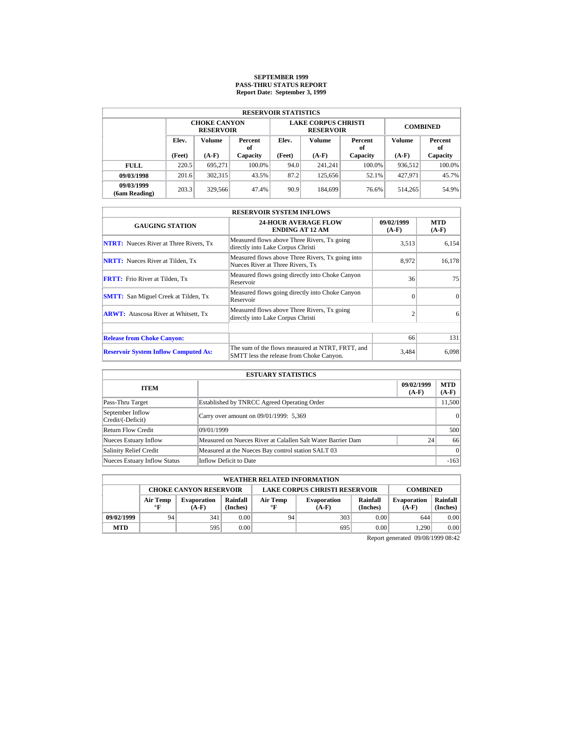**SEPTEMBER 1999**
**PASS-THRU STATUS REPORT**
**Report Date: September 3, 1999**

| RESERVOIR STATISTICS | | | | | | | | |
|---|---|---|---|---|---|---|---|---|
| | CHOKE CANYON RESERVOIR | | | LAKE CORPUS CHRISTI RESERVOIR | | | COMBINED | |
| | Elev. (Feet) | Volume (A-F) | Percent of Capacity | Elev. (Feet) | Volume (A-F) | Percent of Capacity | Volume (A-F) | Percent of Capacity |
| **FULL** | 220.5 | 695,271 | 100.0% | 94.0 | 241,241 | 100.0% | 936,512 | 100.0% |
| **09/03/1998** | 201.6 | 302,315 | 43.5% | 87.2 | 125,656 | 52.1% | 427,971 | 45.7% |
| **09/03/1999 (6am Reading)** | 203.3 | 329,566 | 47.4% | 90.9 | 184,699 | 76.6% | 514,265 | 54.9% |

| RESERVOIR SYSTEM INFLOWS | | | |
|---|---|---|---|
| GAUGING STATION | 24-HOUR AVERAGE FLOW ENDING AT 12 AM | 09/02/1999 (A-F) | MTD (A-F) |
| **NTRT:** Nueces River at Three Rivers, Tx | Measured flows above Three Rivers, Tx going directly into Lake Corpus Christi | 3,513 | 6,154 |
| **NRTT:** Nueces River at Tilden, Tx | Measured flows above Three Rivers, Tx going into Nueces River at Three Rivers, Tx | 8,972 | 16,178 |
| **FRTT:** Frio River at Tilden, Tx | Measured flows going directly into Choke Canyon Reservoir | 36 | 75 |
| **SMTT:** San Miguel Creek at Tilden, Tx | Measured flows going directly into Choke Canyon Reservoir | 0 | 0 |
| **ARWT:** Atascosa River at Whitsett, Tx | Measured flows above Three Rivers, Tx going directly into Lake Corpus Christi | 2 | 6 |
| | | | |
| **Release from Choke Canyon:** | | 66 | 131 |
| **Reservoir System Inflow Computed As:** | The sum of the flows measured at NTRT, FRTT, and SMTT less the release from Choke Canyon. | 3,484 | 6,098 |

| ESTUARY STATISTICS | | | |
|---|---|---|---|
| ITEM | | 09/02/1999 (A-F) | MTD (A-F) |
| Pass-Thru Target | Established by TNRCC Agreed Operating Order | | 11,500 |
| September Inflow Credit/(-Deficit) | Carry over amount on 09/01/1999: 5,369 | | 0 |
| Return Flow Credit | 09/01/1999 | | 500 |
| Nueces Estuary Inflow | Measured on Nueces River at Calallen Salt Water Barrier Dam | 24 | 66 |
| Salinity Relief Credit | Measured at the Nueces Bay control station SALT 03 | | 0 |
| Nueces Estuary Inflow Status | Inflow Deficit to Date | | -163 |

| WEATHER RELATED INFORMATION | | | | | | | | |
|---|---|---|---|---|---|---|---|---|
| | CHOKE CANYON RESERVOIR | | | LAKE CORPUS CHRISTI RESERVOIR | | | COMBINED | |
| | Air Temp °F | Evaporation (A-F) | Rainfall (Inches) | Air Temp °F | Evaporation (A-F) | Rainfall (Inches) | Evaporation (A-F) | Rainfall (Inches) |
| **09/02/1999** | 94 | 341 | 0.00 | 94 | 303 | 0.00 | 644 | 0.00 |
| **MTD** | | 595 | 0.00 | | 695 | 0.00 | 1,290 | 0.00 |

Report generated 09/08/1999 08:42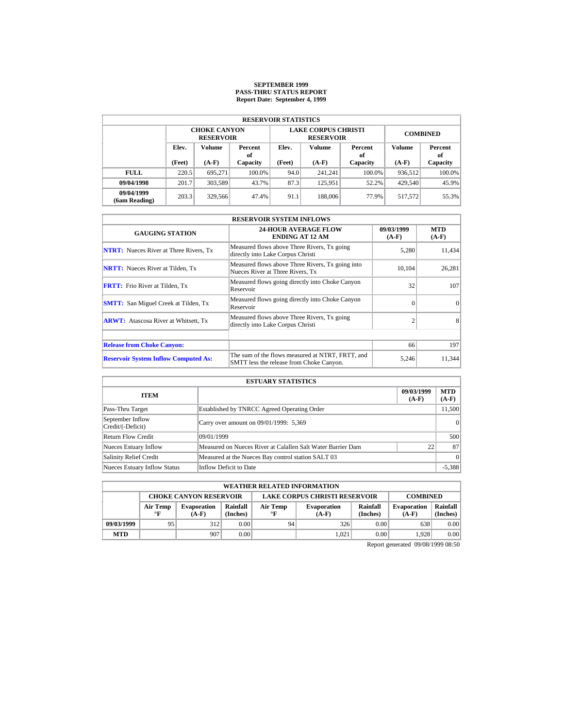# SEPTEMBER 1999
## PASS-THRU STATUS REPORT
### Report Date: September 4, 1999

| RESERVOIR STATISTICS | | | | | | | | |
|---|---|---|---|---|---|---|---|---|
| | CHOKE CANYON RESERVOIR | | | LAKE CORPUS CHRISTI RESERVOIR | | | COMBINED | |
| | Elev. (Feet) | Volume (A-F) | Percent of Capacity | Elev. (Feet) | Volume (A-F) | Percent of Capacity | Volume (A-F) | Percent of Capacity |
| **FULL** | 220.5 | 695,271 | 100.0% | 94.0 | 241,241 | 100.0% | 936,512 | 100.0% |
| **09/04/1998** | 201.7 | 303,589 | 43.7% | 87.3 | 125,951 | 52.2% | 429,540 | 45.9% |
| **09/04/1999 (6am Reading)** | 203.3 | 329,566 | 47.4% | 91.1 | 188,006 | 77.9% | 517,572 | 55.3% |

| RESERVOIR SYSTEM INFLOWS | | | |
|---|---|---|---|
| GAUGING STATION | 24-HOUR AVERAGE FLOW ENDING AT 12 AM | 09/03/1999 (A-F) | MTD (A-F) |
| **NTRT:** Nueces River at Three Rivers, Tx | Measured flows above Three Rivers, Tx going directly into Lake Corpus Christi | 5,280 | 11,434 |
| **NRTT:** Nueces River at Tilden, Tx | Measured flows above Three Rivers, Tx going into Nueces River at Three Rivers, Tx | 10,104 | 26,281 |
| **FRTT:** Frio River at Tilden, Tx | Measured flows going directly into Choke Canyon Reservoir | 32 | 107 |
| **SMTT:** San Miguel Creek at Tilden, Tx | Measured flows going directly into Choke Canyon Reservoir | 0 | 0 |
| **ARWT:** Atascosa River at Whitsett, Tx | Measured flows above Three Rivers, Tx going directly into Lake Corpus Christi | 2 | 8 |
| | | | |
| **Release from Choke Canyon:** | | 66 | 197 |
| **Reservoir System Inflow Computed As:** | The sum of the flows measured at NTRT, FRTT, and SMTT less the release from Choke Canyon. | 5,246 | 11,344 |

| ESTUARY STATISTICS | | | |
|---|---|---|---|
| ITEM | | 09/03/1999 (A-F) | MTD (A-F) |
| Pass-Thru Target | Established by TNRCC Agreed Operating Order | | 11,500 |
| September Inflow Credit/(-Deficit) | Carry over amount on 09/01/1999: 5,369 | | 0 |
| Return Flow Credit | 09/01/1999 | | 500 |
| Nueces Estuary Inflow | Measured on Nueces River at Calallen Salt Water Barrier Dam | 22 | 87 |
| Salinity Relief Credit | Measured at the Nueces Bay control station SALT 03 | | 0 |
| Nueces Estuary Inflow Status | Inflow Deficit to Date | | -5,388 |

| WEATHER RELATED INFORMATION | | | | | | | | |
|---|---|---|---|---|---|---|---|---|
| | CHOKE CANYON RESERVOIR | | | LAKE CORPUS CHRISTI RESERVOIR | | | COMBINED | |
| | Air Temp °F | Evaporation (A-F) | Rainfall (Inches) | Air Temp °F | Evaporation (A-F) | Rainfall (Inches) | Evaporation (A-F) | Rainfall (Inches) |
| **09/03/1999** | 95 | 312 | 0.00 | 94 | 326 | 0.00 | 638 | 0.00 |
| **MTD** | | 907 | 0.00 | | 1,021 | 0.00 | 1,928 | 0.00 |

Report generated 09/08/1999 08:50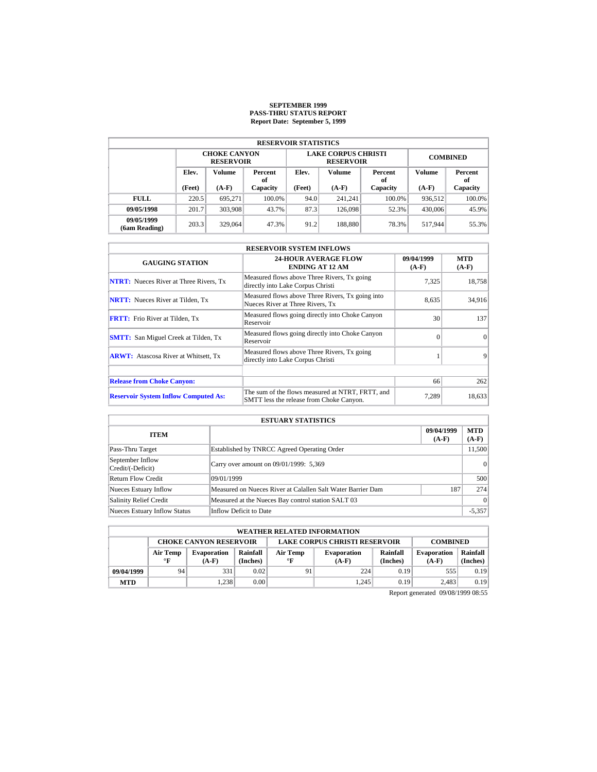**SEPTEMBER 1999**
**PASS-THRU STATUS REPORT**
**Report Date: September 5, 1999**

| RESERVOIR STATISTICS | | | | | | | | |
|---|---|---|---|---|---|---|---|---|
| | CHOKE CANYON RESERVOIR | | | LAKE CORPUS CHRISTI RESERVOIR | | | COMBINED | |
| | Elev. (Feet) | Volume (A-F) | Percent of Capacity | Elev. (Feet) | Volume (A-F) | Percent of Capacity | Volume (A-F) | Percent of Capacity |
| **FULL** | 220.5 | 695,271 | 100.0% | 94.0 | 241,241 | 100.0% | 936,512 | 100.0% |
| **09/05/1998** | 201.7 | 303,908 | 43.7% | 87.3 | 126,098 | 52.3% | 430,006 | 45.9% |
| **09/05/1999 (6am Reading)** | 203.3 | 329,064 | 47.3% | 91.2 | 188,880 | 78.3% | 517,944 | 55.3% |

| RESERVOIR SYSTEM INFLOWS | | | |
|---|---|---|---|
| GAUGING STATION | 24-HOUR AVERAGE FLOW ENDING AT 12 AM | 09/04/1999 (A-F) | MTD (A-F) |
| **NTRT:** Nueces River at Three Rivers, Tx | Measured flows above Three Rivers, Tx going directly into Lake Corpus Christi | 7,325 | 18,758 |
| **NRTT:** Nueces River at Tilden, Tx | Measured flows above Three Rivers, Tx going into Nueces River at Three Rivers, Tx | 8,635 | 34,916 |
| **FRTT:** Frio River at Tilden, Tx | Measured flows going directly into Choke Canyon Reservoir | 30 | 137 |
| **SMTT:** San Miguel Creek at Tilden, Tx | Measured flows going directly into Choke Canyon Reservoir | 0 | 0 |
| **ARWT:** Atascosa River at Whitsett, Tx | Measured flows above Three Rivers, Tx going directly into Lake Corpus Christi | 1 | 9 |
| | | | |
| **Release from Choke Canyon:** | | 66 | 262 |
| **Reservoir System Inflow Computed As:** | The sum of the flows measured at NTRT, FRTT, and SMTT less the release from Choke Canyon. | 7,289 | 18,633 |

| ESTUARY STATISTICS | | | |
|---|---|---|---|
| ITEM | | 09/04/1999 (A-F) | MTD (A-F) |
| Pass-Thru Target | Established by TNRCC Agreed Operating Order | | 11,500 |
| September Inflow Credit/(-Deficit) | Carry over amount on 09/01/1999: 5,369 | | 0 |
| Return Flow Credit | 09/01/1999 | | 500 |
| Nueces Estuary Inflow | Measured on Nueces River at Calallen Salt Water Barrier Dam | 187 | 274 |
| Salinity Relief Credit | Measured at the Nueces Bay control station SALT 03 | | 0 |
| Nueces Estuary Inflow Status | Inflow Deficit to Date | | -5,357 |

| WEATHER RELATED INFORMATION | | | | | | | | |
|---|---|---|---|---|---|---|---|---|
| | CHOKE CANYON RESERVOIR | | | LAKE CORPUS CHRISTI RESERVOIR | | | COMBINED | |
| | Air Temp °F | Evaporation (A-F) | Rainfall (Inches) | Air Temp °F | Evaporation (A-F) | Rainfall (Inches) | Evaporation (A-F) | Rainfall (Inches) |
| **09/04/1999** | 94 | 331 | 0.02 | 91 | 224 | 0.19 | 555 | 0.19 |
| **MTD** | | 1,238 | 0.00 | | 1,245 | 0.19 | 2,483 | 0.19 |

Report generated 09/08/1999 08:55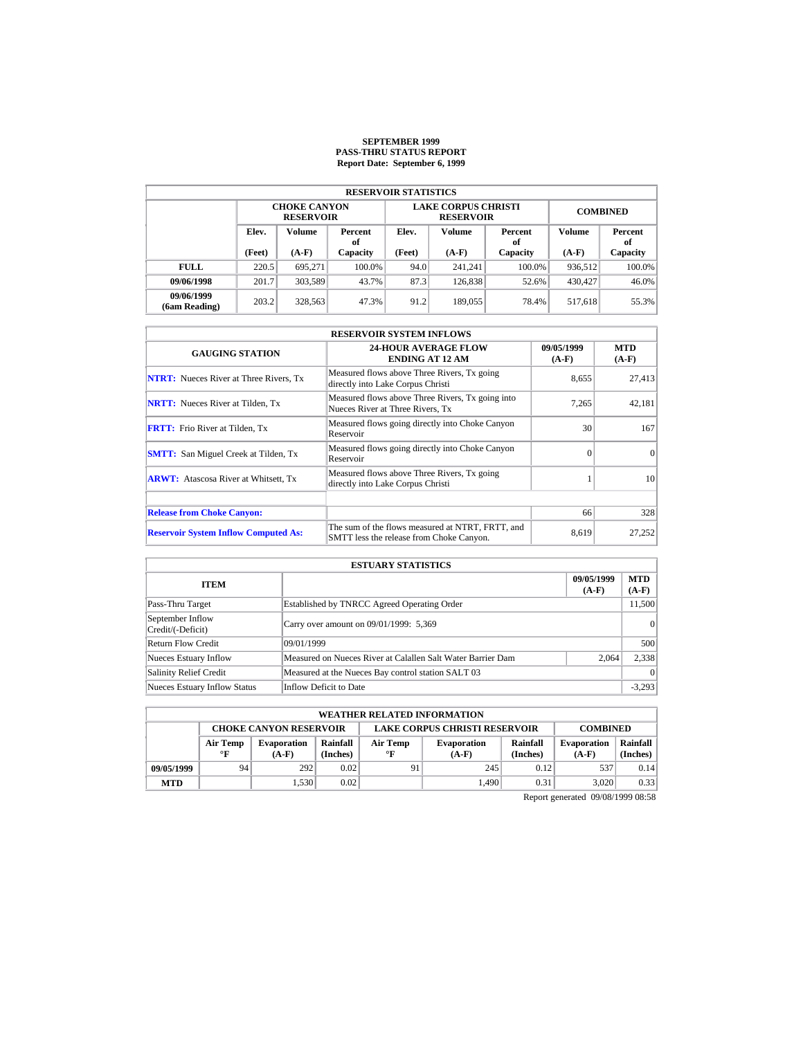**SEPTEMBER 1999**
**PASS-THRU STATUS REPORT**
**Report Date: September 6, 1999**

| RESERVOIR STATISTICS | | | | | | | | |
|---|---|---|---|---|---|---|---|---|
| | CHOKE CANYON RESERVOIR | | | LAKE CORPUS CHRISTI RESERVOIR | | | COMBINED | |
| | Elev. (Feet) | Volume (A-F) | Percent of Capacity | Elev. (Feet) | Volume (A-F) | Percent of Capacity | Volume (A-F) | Percent of Capacity |
| FULL | 220.5 | 695,271 | 100.0% | 94.0 | 241,241 | 100.0% | 936,512 | 100.0% |
| 09/06/1998 | 201.7 | 303,589 | 43.7% | 87.3 | 126,838 | 52.6% | 430,427 | 46.0% |
| 09/06/1999 (6am Reading) | 203.2 | 328,563 | 47.3% | 91.2 | 189,055 | 78.4% | 517,618 | 55.3% |

| RESERVOIR SYSTEM INFLOWS | | | |
|---|---|---|---|
| GAUGING STATION | 24-HOUR AVERAGE FLOW ENDING AT 12 AM | 09/05/1999 (A-F) | MTD (A-F) |
| NTRT: Nueces River at Three Rivers, Tx | Measured flows above Three Rivers, Tx going directly into Lake Corpus Christi | 8,655 | 27,413 |
| NRTT: Nueces River at Tilden, Tx | Measured flows above Three Rivers, Tx going into Nueces River at Three Rivers, Tx | 7,265 | 42,181 |
| FRTT: Frio River at Tilden, Tx | Measured flows going directly into Choke Canyon Reservoir | 30 | 167 |
| SMTT: San Miguel Creek at Tilden, Tx | Measured flows going directly into Choke Canyon Reservoir | 0 | 0 |
| ARWT: Atascosa River at Whitsett, Tx | Measured flows above Three Rivers, Tx going directly into Lake Corpus Christi | 1 | 10 |
| | | | |
| Release from Choke Canyon: | | 66 | 328 |
| Reservoir System Inflow Computed As: | The sum of the flows measured at NTRT, FRTT, and SMTT less the release from Choke Canyon. | 8,619 | 27,252 |

| ESTUARY STATISTICS | | | |
|---|---|---|---|
| ITEM | | 09/05/1999 (A-F) | MTD (A-F) |
| Pass-Thru Target | Established by TNRCC Agreed Operating Order | | 11,500 |
| September Inflow Credit/(-Deficit) | Carry over amount on 09/01/1999: 5,369 | | 0 |
| Return Flow Credit | 09/01/1999 | | 500 |
| Nueces Estuary Inflow | Measured on Nueces River at Calallen Salt Water Barrier Dam | 2,064 | 2,338 |
| Salinity Relief Credit | Measured at the Nueces Bay control station SALT 03 | | 0 |
| Nueces Estuary Inflow Status | Inflow Deficit to Date | | -3,293 |

| WEATHER RELATED INFORMATION | | | | | | | | |
|---|---|---|---|---|---|---|---|---|
| | CHOKE CANYON RESERVOIR | | | LAKE CORPUS CHRISTI RESERVOIR | | | COMBINED | |
| | Air Temp °F | Evaporation (A-F) | Rainfall (Inches) | Air Temp °F | Evaporation (A-F) | Rainfall (Inches) | Evaporation (A-F) | Rainfall (Inches) |
| 09/05/1999 | 94 | 292 | 0.02 | 91 | 245 | 0.12 | 537 | 0.14 |
| MTD | | 1,530 | 0.02 | | 1,490 | 0.31 | 3,020 | 0.33 |

Report generated 09/08/1999 08:58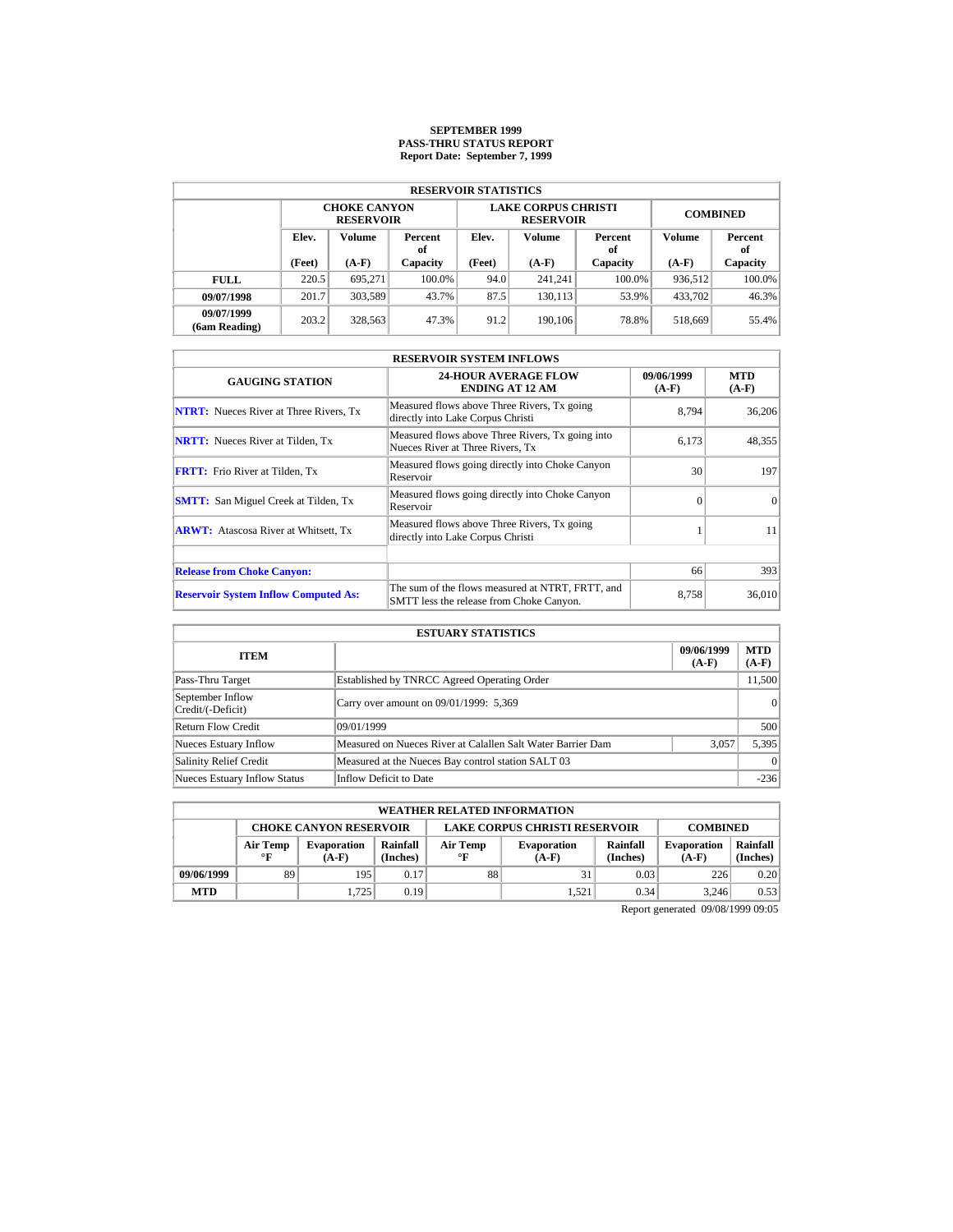# SEPTEMBER 1999
## PASS-THRU STATUS REPORT
### Report Date: September 7, 1999

| RESERVOIR STATISTICS | | | | | | | | |
|---|---|---|---|---|---|---|---|---|
| | CHOKE CANYON RESERVOIR | | | LAKE CORPUS CHRISTI RESERVOIR | | | COMBINED | |
| | Elev. (Feet) | Volume (A-F) | Percent of Capacity | Elev. (Feet) | Volume (A-F) | Percent of Capacity | Volume (A-F) | Percent of Capacity |
| **FULL** | 220.5 | 695,271 | 100.0% | 94.0 | 241,241 | 100.0% | 936,512 | 100.0% |
| **09/07/1998** | 201.7 | 303,589 | 43.7% | 87.5 | 130,113 | 53.9% | 433,702 | 46.3% |
| **09/07/1999 (6am Reading)** | 203.2 | 328,563 | 47.3% | 91.2 | 190,106 | 78.8% | 518,669 | 55.4% |

| RESERVOIR SYSTEM INFLOWS | | | |
|---|---|---|---|
| GAUGING STATION | 24-HOUR AVERAGE FLOW ENDING AT 12 AM | 09/06/1999 (A-F) | MTD (A-F) |
| **NTRT:** Nueces River at Three Rivers, Tx | Measured flows above Three Rivers, Tx going directly into Lake Corpus Christi | 8,794 | 36,206 |
| **NRTT:** Nueces River at Tilden, Tx | Measured flows above Three Rivers, Tx going into Nueces River at Three Rivers, Tx | 6,173 | 48,355 |
| **FRTT:** Frio River at Tilden, Tx | Measured flows going directly into Choke Canyon Reservoir | 30 | 197 |
| **SMTT:** San Miguel Creek at Tilden, Tx | Measured flows going directly into Choke Canyon Reservoir | 0 | 0 |
| **ARWT:** Atascosa River at Whitsett, Tx | Measured flows above Three Rivers, Tx going directly into Lake Corpus Christi | 1 | 11 |
| | | | |
| **Release from Choke Canyon:** | | 66 | 393 |
| **Reservoir System Inflow Computed As:** | The sum of the flows measured at NTRT, FRTT, and SMTT less the release from Choke Canyon. | 8,758 | 36,010 |

| ESTUARY STATISTICS | | | |
|---|---|---|---|
| ITEM | | 09/06/1999 (A-F) | MTD (A-F) |
| Pass-Thru Target | Established by TNRCC Agreed Operating Order | | 11,500 |
| September Inflow Credit/(-Deficit) | Carry over amount on 09/01/1999: 5,369 | | 0 |
| Return Flow Credit | 09/01/1999 | | 500 |
| Nueces Estuary Inflow | Measured on Nueces River at Calallen Salt Water Barrier Dam | 3,057 | 5,395 |
| Salinity Relief Credit | Measured at the Nueces Bay control station SALT 03 | | 0 |
| Nueces Estuary Inflow Status | Inflow Deficit to Date | | -236 |

| WEATHER RELATED INFORMATION | | | | | | | | |
|---|---|---|---|---|---|---|---|---|
| | CHOKE CANYON RESERVOIR | | | LAKE CORPUS CHRISTI RESERVOIR | | | COMBINED | |
| | Air Temp °F | Evaporation (A-F) | Rainfall (Inches) | Air Temp °F | Evaporation (A-F) | Rainfall (Inches) | Evaporation (A-F) | Rainfall (Inches) |
| **09/06/1999** | 89 | 195 | 0.17 | 88 | 31 | 0.03 | 226 | 0.20 |
| **MTD** | | 1,725 | 0.19 | | 1,521 | 0.34 | 3,246 | 0.53 |

Report generated 09/08/1999 09:05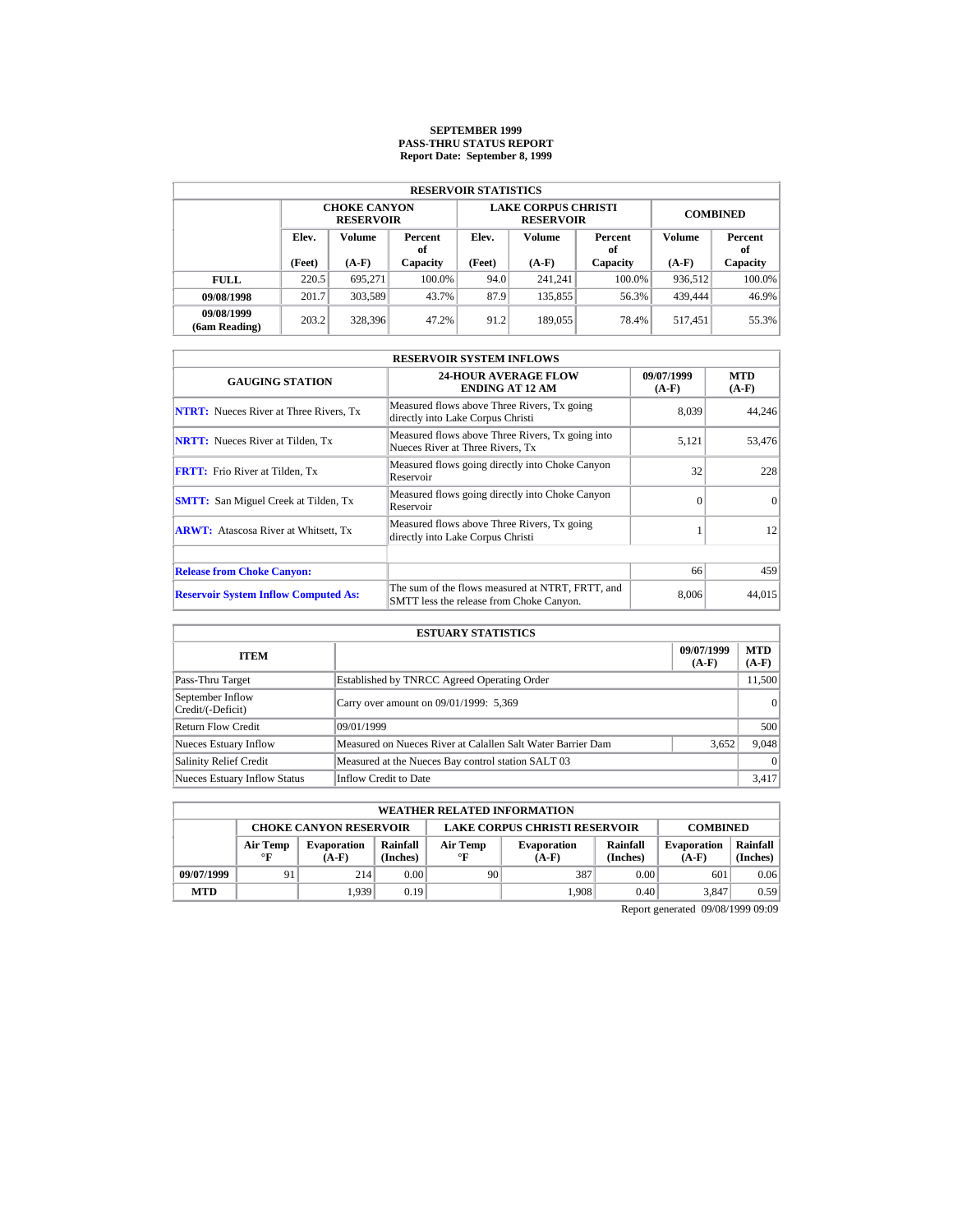**SEPTEMBER 1999**
**PASS-THRU STATUS REPORT**
**Report Date: September 8, 1999**

| RESERVOIR STATISTICS | | | | | | | | |
|---|---|---|---|---|---|---|---|---|
| | CHOKE CANYON RESERVOIR | | | LAKE CORPUS CHRISTI RESERVOIR | | | COMBINED | |
| | Elev. (Feet) | Volume (A-F) | Percent of Capacity | Elev. (Feet) | Volume (A-F) | Percent of Capacity | Volume (A-F) | Percent of Capacity |
| **FULL** | 220.5 | 695,271 | 100.0% | 94.0 | 241,241 | 100.0% | 936,512 | 100.0% |
| **09/08/1998** | 201.7 | 303,589 | 43.7% | 87.9 | 135,855 | 56.3% | 439,444 | 46.9% |
| **09/08/1999 (6am Reading)** | 203.2 | 328,396 | 47.2% | 91.2 | 189,055 | 78.4% | 517,451 | 55.3% |

| RESERVOIR SYSTEM INFLOWS | | | |
|---|---|---|---|
| GAUGING STATION | 24-HOUR AVERAGE FLOW ENDING AT 12 AM | 09/07/1999 (A-F) | MTD (A-F) |
| **NTRT:** Nueces River at Three Rivers, Tx | Measured flows above Three Rivers, Tx going directly into Lake Corpus Christi | 8,039 | 44,246 |
| **NRTT:** Nueces River at Tilden, Tx | Measured flows above Three Rivers, Tx going into Nueces River at Three Rivers, Tx | 5,121 | 53,476 |
| **FRTT:** Frio River at Tilden, Tx | Measured flows going directly into Choke Canyon Reservoir | 32 | 228 |
| **SMTT:** San Miguel Creek at Tilden, Tx | Measured flows going directly into Choke Canyon Reservoir | 0 | 0 |
| **ARWT:** Atascosa River at Whitsett, Tx | Measured flows above Three Rivers, Tx going directly into Lake Corpus Christi | 1 | 12 |
| | | | |
| **Release from Choke Canyon:** | | 66 | 459 |
| **Reservoir System Inflow Computed As:** | The sum of the flows measured at NTRT, FRTT, and SMTT less the release from Choke Canyon. | 8,006 | 44,015 |

| ESTUARY STATISTICS | | | |
|---|---|---|---|
| ITEM | | 09/07/1999 (A-F) | MTD (A-F) |
| Pass-Thru Target | Established by TNRCC Agreed Operating Order | | 11,500 |
| September Inflow Credit/(-Deficit) | Carry over amount on 09/01/1999: 5,369 | | 0 |
| Return Flow Credit | 09/01/1999 | | 500 |
| Nueces Estuary Inflow | Measured on Nueces River at Calallen Salt Water Barrier Dam | 3,652 | 9,048 |
| Salinity Relief Credit | Measured at the Nueces Bay control station SALT 03 | | 0 |
| Nueces Estuary Inflow Status | Inflow Credit to Date | | 3,417 |

| WEATHER RELATED INFORMATION | | | | | | | | |
|---|---|---|---|---|---|---|---|---|
| | CHOKE CANYON RESERVOIR | | | LAKE CORPUS CHRISTI RESERVOIR | | | COMBINED | |
| | Air Temp °F | Evaporation (A-F) | Rainfall (Inches) | Air Temp °F | Evaporation (A-F) | Rainfall (Inches) | Evaporation (A-F) | Rainfall (Inches) |
| **09/07/1999** | 91 | 214 | 0.00 | 90 | 387 | 0.00 | 601 | 0.06 |
| **MTD** | | 1,939 | 0.19 | | 1,908 | 0.40 | 3,847 | 0.59 |

Report generated 09/08/1999 09:09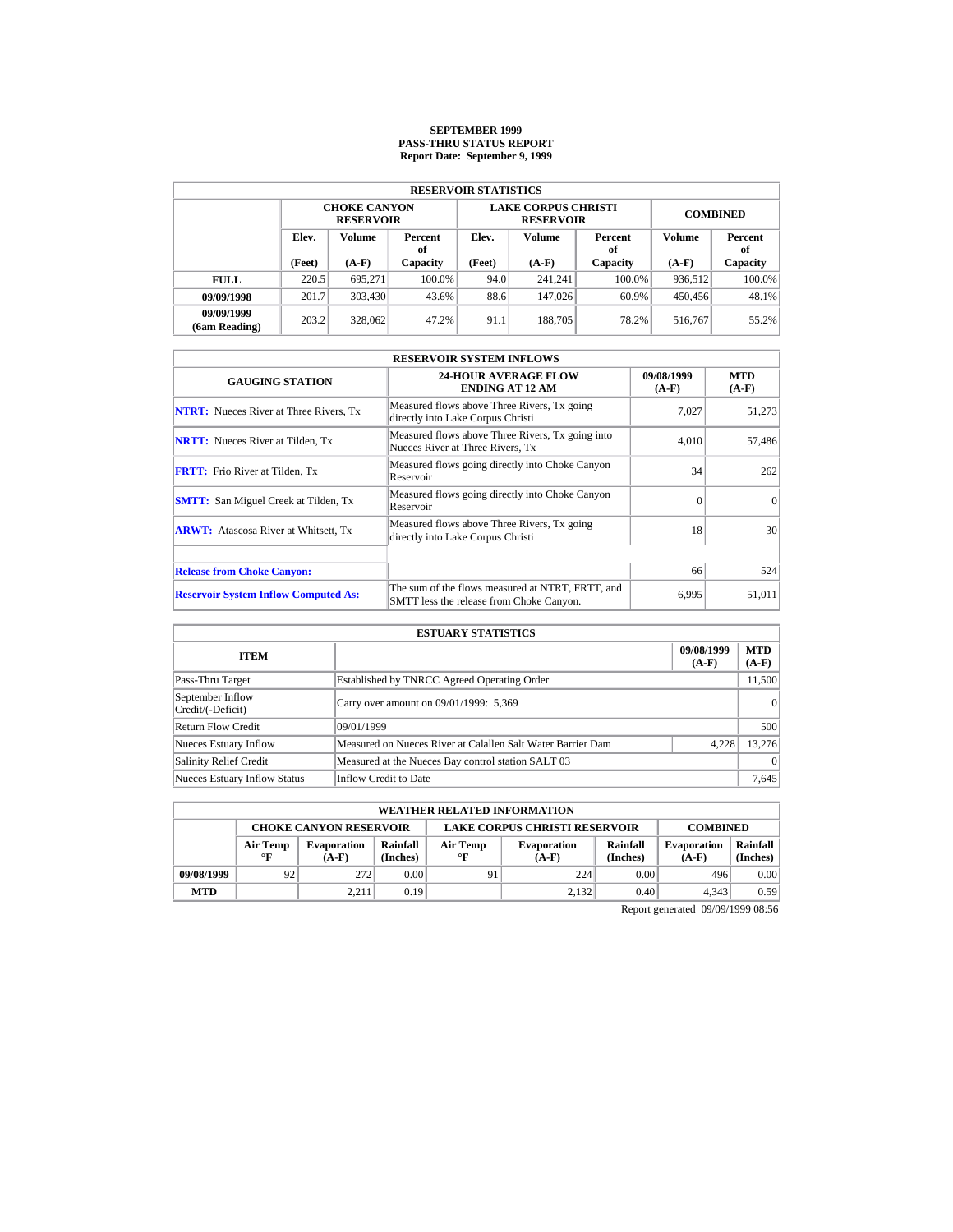# SEPTEMBER 1999
## PASS-THRU STATUS REPORT
### Report Date: September 9, 1999

| RESERVOIR STATISTICS | | | | | | | | |
|---|---|---|---|---|---|---|---|---|
| | CHOKE CANYON RESERVOIR | | | LAKE CORPUS CHRISTI RESERVOIR | | | COMBINED | |
| | Elev. (Feet) | Volume (A-F) | Percent of Capacity | Elev. (Feet) | Volume (A-F) | Percent of Capacity | Volume (A-F) | Percent of Capacity |
| **FULL** | 220.5 | 695,271 | 100.0% | 94.0 | 241,241 | 100.0% | 936,512 | 100.0% |
| **09/09/1998** | 201.7 | 303,430 | 43.6% | 88.6 | 147,026 | 60.9% | 450,456 | 48.1% |
| **09/09/1999 (6am Reading)** | 203.2 | 328,062 | 47.2% | 91.1 | 188,705 | 78.2% | 516,767 | 55.2% |

| RESERVOIR SYSTEM INFLOWS | | | |
|---|---|---|---|
| GAUGING STATION | 24-HOUR AVERAGE FLOW ENDING AT 12 AM | 09/08/1999 (A-F) | MTD (A-F) |
| **NTRT:** Nueces River at Three Rivers, Tx | Measured flows above Three Rivers, Tx going directly into Lake Corpus Christi | 7,027 | 51,273 |
| **NRTT:** Nueces River at Tilden, Tx | Measured flows above Three Rivers, Tx going into Nueces River at Three Rivers, Tx | 4,010 | 57,486 |
| **FRTT:** Frio River at Tilden, Tx | Measured flows going directly into Choke Canyon Reservoir | 34 | 262 |
| **SMTT:** San Miguel Creek at Tilden, Tx | Measured flows going directly into Choke Canyon Reservoir | 0 | 0 |
| **ARWT:** Atascosa River at Whitsett, Tx | Measured flows above Three Rivers, Tx going directly into Lake Corpus Christi | 18 | 30 |
| | | | |
| **Release from Choke Canyon:** | | 66 | 524 |
| **Reservoir System Inflow Computed As:** | The sum of the flows measured at NTRT, FRTT, and SMTT less the release from Choke Canyon. | 6,995 | 51,011 |

| ESTUARY STATISTICS | | | |
|---|---|---|---|
| ITEM | | 09/08/1999 (A-F) | MTD (A-F) |
| Pass-Thru Target | Established by TNRCC Agreed Operating Order | | 11,500 |
| September Inflow Credit/(-Deficit) | Carry over amount on 09/01/1999: 5,369 | | 0 |
| Return Flow Credit | 09/01/1999 | | 500 |
| Nueces Estuary Inflow | Measured on Nueces River at Calallen Salt Water Barrier Dam | 4,228 | 13,276 |
| Salinity Relief Credit | Measured at the Nueces Bay control station SALT 03 | | 0 |
| Nueces Estuary Inflow Status | Inflow Credit to Date | | 7,645 |

| WEATHER RELATED INFORMATION | | | | | | | | |
|---|---|---|---|---|---|---|---|---|
| | CHOKE CANYON RESERVOIR | | | LAKE CORPUS CHRISTI RESERVOIR | | | COMBINED | |
| | Air Temp °F | Evaporation (A-F) | Rainfall (Inches) | Air Temp °F | Evaporation (A-F) | Rainfall (Inches) | Evaporation (A-F) | Rainfall (Inches) |
| **09/08/1999** | 92 | 272 | 0.00 | 91 | 224 | 0.00 | 496 | 0.00 |
| **MTD** | | 2,211 | 0.19 | | 2,132 | 0.40 | 4,343 | 0.59 |

Report generated 09/09/1999 08:56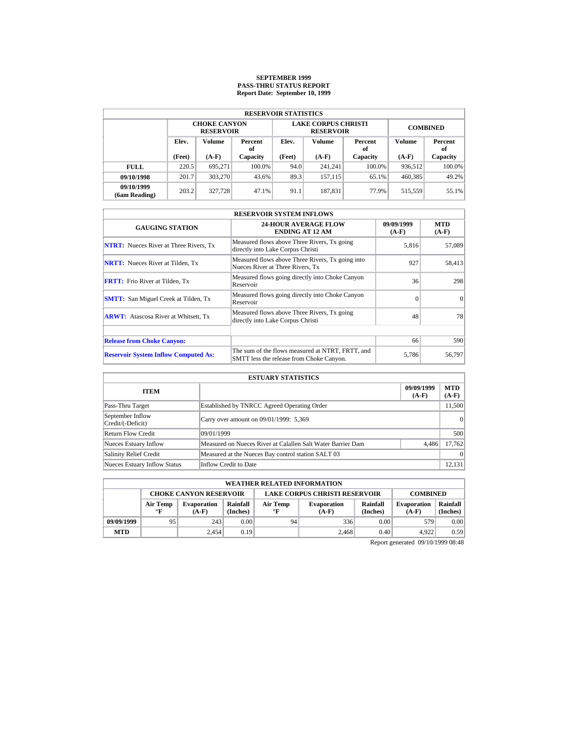# SEPTEMBER 1999
## PASS-THRU STATUS REPORT
### Report Date: September 10, 1999

| RESERVOIR STATISTICS | | | | | | | | |
|---|---|---|---|---|---|---|---|---|
| | CHOKE CANYON RESERVOIR | | | LAKE CORPUS CHRISTI RESERVOIR | | | COMBINED | |
| | Elev. (Feet) | Volume (A-F) | Percent of Capacity | Elev. (Feet) | Volume (A-F) | Percent of Capacity | Volume (A-F) | Percent of Capacity |
| **FULL** | 220.5 | 695,271 | 100.0% | 94.0 | 241,241 | 100.0% | 936,512 | 100.0% |
| **09/10/1998** | 201.7 | 303,270 | 43.6% | 89.3 | 157,115 | 65.1% | 460,385 | 49.2% |
| **09/10/1999 (6am Reading)** | 203.2 | 327,728 | 47.1% | 91.1 | 187,831 | 77.9% | 515,559 | 55.1% |

| RESERVOIR SYSTEM INFLOWS | | | |
|---|---|---|---|
| GAUGING STATION | 24-HOUR AVERAGE FLOW ENDING AT 12 AM | 09/09/1999 (A-F) | MTD (A-F) |
| **NTRT:** Nueces River at Three Rivers, Tx | Measured flows above Three Rivers, Tx going directly into Lake Corpus Christi | 5,816 | 57,089 |
| **NRTT:** Nueces River at Tilden, Tx | Measured flows above Three Rivers, Tx going into Nueces River at Three Rivers, Tx | 927 | 58,413 |
| **FRTT:** Frio River at Tilden, Tx | Measured flows going directly into Choke Canyon Reservoir | 36 | 298 |
| **SMTT:** San Miguel Creek at Tilden, Tx | Measured flows going directly into Choke Canyon Reservoir | 0 | 0 |
| **ARWT:** Atascosa River at Whitsett, Tx | Measured flows above Three Rivers, Tx going directly into Lake Corpus Christi | 48 | 78 |
| | | | |
| **Release from Choke Canyon:** | | 66 | 590 |
| **Reservoir System Inflow Computed As:** | The sum of the flows measured at NTRT, FRTT, and SMTT less the release from Choke Canyon. | 5,786 | 56,797 |

| ESTUARY STATISTICS | | | |
|---|---|---|---|
| ITEM | | 09/09/1999 (A-F) | MTD (A-F) |
| Pass-Thru Target | Established by TNRCC Agreed Operating Order | | 11,500 |
| September Inflow Credit/(-Deficit) | Carry over amount on 09/01/1999: 5,369 | | 0 |
| Return Flow Credit | 09/01/1999 | | 500 |
| Nueces Estuary Inflow | Measured on Nueces River at Calallen Salt Water Barrier Dam | 4,486 | 17,762 |
| Salinity Relief Credit | Measured at the Nueces Bay control station SALT 03 | | 0 |
| Nueces Estuary Inflow Status | Inflow Credit to Date | | 12,131 |

| WEATHER RELATED INFORMATION | | | | | | | | |
|---|---|---|---|---|---|---|---|---|
| | CHOKE CANYON RESERVOIR | | | LAKE CORPUS CHRISTI RESERVOIR | | | COMBINED | |
| | Air Temp °F | Evaporation (A-F) | Rainfall (Inches) | Air Temp °F | Evaporation (A-F) | Rainfall (Inches) | Evaporation (A-F) | Rainfall (Inches) |
| **09/09/1999** | 95 | 243 | 0.00 | 94 | 336 | 0.00 | 579 | 0.00 |
| **MTD** | | 2,454 | 0.19 | | 2,468 | 0.40 | 4,922 | 0.59 |

Report generated 09/10/1999 08:48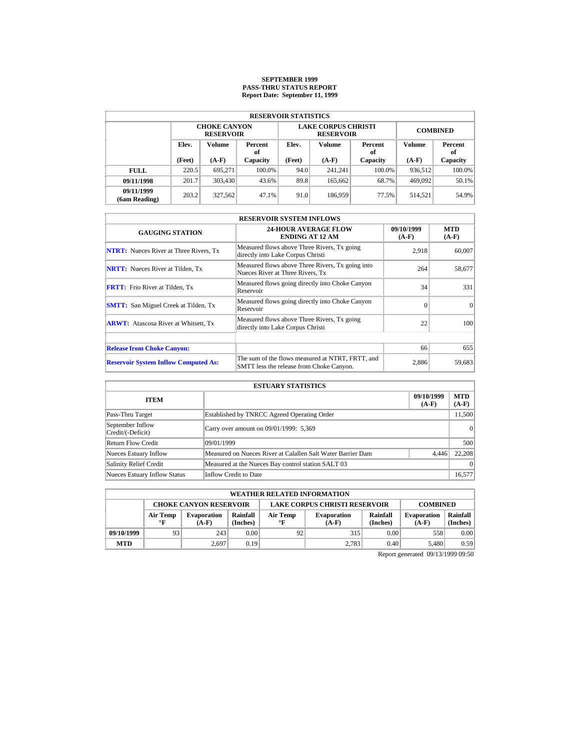# SEPTEMBER 1999
## PASS-THRU STATUS REPORT
### Report Date: September 11, 1999

| RESERVOIR STATISTICS | | | | | | | | |
|---|---|---|---|---|---|---|---|---|
| | CHOKE CANYON RESERVOIR | | | LAKE CORPUS CHRISTI RESERVOIR | | | COMBINED | |
| | Elev. (Feet) | Volume (A-F) | Percent of Capacity | Elev. (Feet) | Volume (A-F) | Percent of Capacity | Volume (A-F) | Percent of Capacity |
| FULL | 220.5 | 695,271 | 100.0% | 94.0 | 241,241 | 100.0% | 936,512 | 100.0% |
| 09/11/1998 | 201.7 | 303,430 | 43.6% | 89.8 | 165,662 | 68.7% | 469,092 | 50.1% |
| 09/11/1999 (6am Reading) | 203.2 | 327,562 | 47.1% | 91.0 | 186,959 | 77.5% | 514,521 | 54.9% |

| RESERVOIR SYSTEM INFLOWS | | | |
|---|---|---|---|
| GAUGING STATION | 24-HOUR AVERAGE FLOW ENDING AT 12 AM | 09/10/1999 (A-F) | MTD (A-F) |
| NTRT: Nueces River at Three Rivers, Tx | Measured flows above Three Rivers, Tx going directly into Lake Corpus Christi | 2,918 | 60,007 |
| NRTT: Nueces River at Tilden, Tx | Measured flows above Three Rivers, Tx going into Nueces River at Three Rivers, Tx | 264 | 58,677 |
| FRTT: Frio River at Tilden, Tx | Measured flows going directly into Choke Canyon Reservoir | 34 | 331 |
| SMTT: San Miguel Creek at Tilden, Tx | Measured flows going directly into Choke Canyon Reservoir | 0 | 0 |
| ARWT: Atascosa River at Whitsett, Tx | Measured flows above Three Rivers, Tx going directly into Lake Corpus Christi | 22 | 100 |
| | | | |
| Release from Choke Canyon: | | 66 | 655 |
| Reservoir System Inflow Computed As: | The sum of the flows measured at NTRT, FRTT, and SMTT less the release from Choke Canyon. | 2,886 | 59,683 |

| ESTUARY STATISTICS | | | |
|---|---|---|---|
| ITEM | | 09/10/1999 (A-F) | MTD (A-F) |
| Pass-Thru Target | Established by TNRCC Agreed Operating Order | | 11,500 |
| September Inflow Credit/(-Deficit) | Carry over amount on 09/01/1999: 5,369 | | 0 |
| Return Flow Credit | 09/01/1999 | | 500 |
| Nueces Estuary Inflow | Measured on Nueces River at Calallen Salt Water Barrier Dam | 4,446 | 22,208 |
| Salinity Relief Credit | Measured at the Nueces Bay control station SALT 03 | | 0 |
| Nueces Estuary Inflow Status | Inflow Credit to Date | | 16,577 |

| WEATHER RELATED INFORMATION | | | | | | | | |
|---|---|---|---|---|---|---|---|---|
| | CHOKE CANYON RESERVOIR | | | LAKE CORPUS CHRISTI RESERVOIR | | | COMBINED | |
| | Air Temp °F | Evaporation (A-F) | Rainfall (Inches) | Air Temp °F | Evaporation (A-F) | Rainfall (Inches) | Evaporation (A-F) | Rainfall (Inches) |
| 09/10/1999 | 93 | 243 | 0.00 | 92 | 315 | 0.00 | 558 | 0.00 |
| MTD | | 2,697 | 0.19 | | 2,783 | 0.40 | 5,480 | 0.59 |

Report generated 09/13/1999 09:50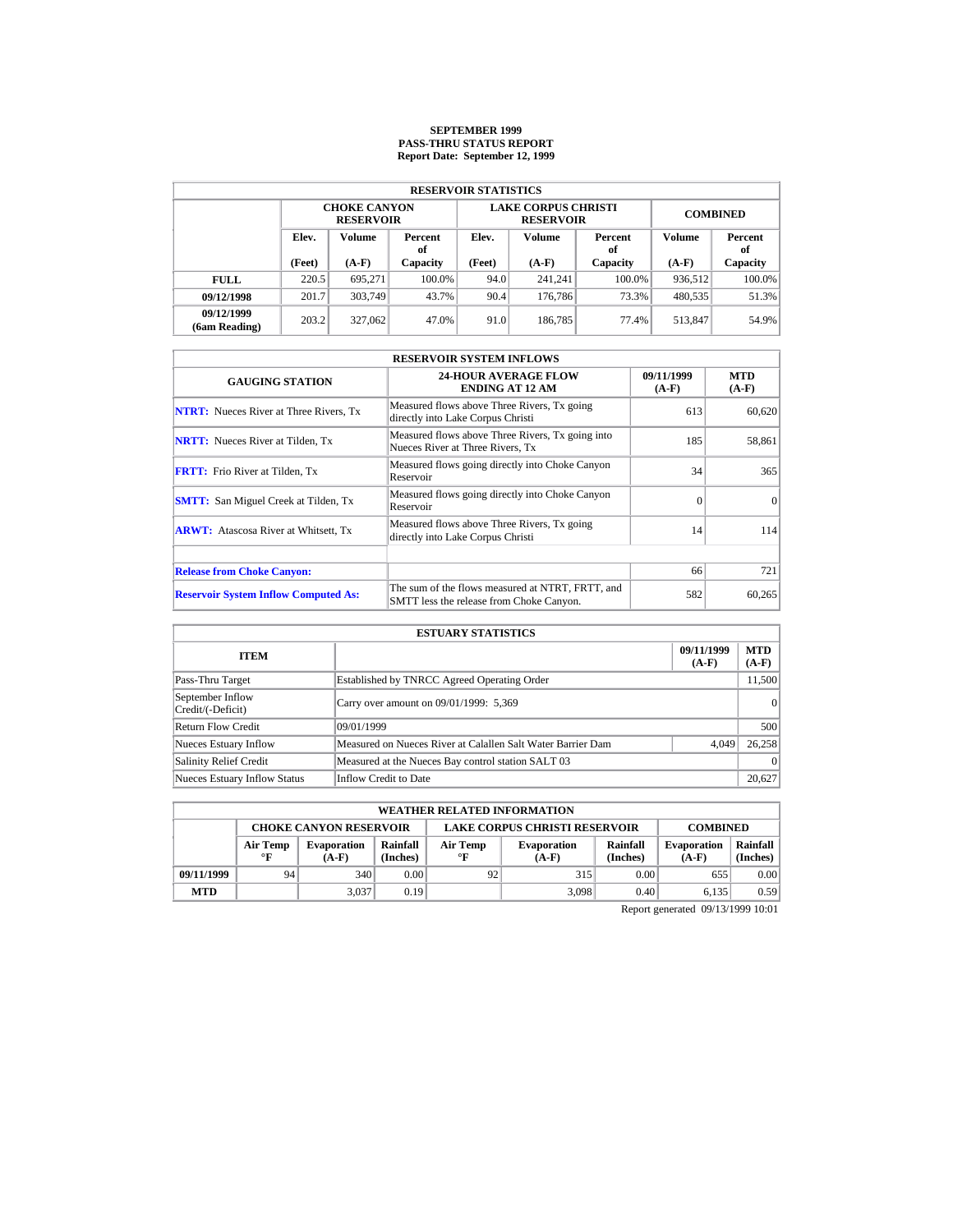# SEPTEMBER 1999
## PASS-THRU STATUS REPORT
### Report Date: September 12, 1999

| RESERVOIR STATISTICS | | | | | | | | |
|---|---|---|---|---|---|---|---|---|
| | CHOKE CANYON RESERVOIR | | | LAKE CORPUS CHRISTI RESERVOIR | | | COMBINED | |
| | Elev. (Feet) | Volume (A-F) | Percent of Capacity | Elev. (Feet) | Volume (A-F) | Percent of Capacity | Volume (A-F) | Percent of Capacity |
| **FULL** | 220.5 | 695,271 | 100.0% | 94.0 | 241,241 | 100.0% | 936,512 | 100.0% |
| **09/12/1998** | 201.7 | 303,749 | 43.7% | 90.4 | 176,786 | 73.3% | 480,535 | 51.3% |
| **09/12/1999 (6am Reading)** | 203.2 | 327,062 | 47.0% | 91.0 | 186,785 | 77.4% | 513,847 | 54.9% |

| RESERVOIR SYSTEM INFLOWS | | | |
|---|---|---|---|
| GAUGING STATION | 24-HOUR AVERAGE FLOW ENDING AT 12 AM | 09/11/1999 (A-F) | MTD (A-F) |
| **NTRT:** Nueces River at Three Rivers, Tx | Measured flows above Three Rivers, Tx going directly into Lake Corpus Christi | 613 | 60,620 |
| **NRTT:** Nueces River at Tilden, Tx | Measured flows above Three Rivers, Tx going into Nueces River at Three Rivers, Tx | 185 | 58,861 |
| **FRTT:** Frio River at Tilden, Tx | Measured flows going directly into Choke Canyon Reservoir | 34 | 365 |
| **SMTT:** San Miguel Creek at Tilden, Tx | Measured flows going directly into Choke Canyon Reservoir | 0 | 0 |
| **ARWT:** Atascosa River at Whitsett, Tx | Measured flows above Three Rivers, Tx going directly into Lake Corpus Christi | 14 | 114 |
| | | | |
| **Release from Choke Canyon:** | | 66 | 721 |
| **Reservoir System Inflow Computed As:** | The sum of the flows measured at NTRT, FRTT, and SMTT less the release from Choke Canyon. | 582 | 60,265 |

| ESTUARY STATISTICS | | | |
|---|---|---|---|
| ITEM | | 09/11/1999 (A-F) | MTD (A-F) |
| Pass-Thru Target | Established by TNRCC Agreed Operating Order | | 11,500 |
| September Inflow Credit/(-Deficit) | Carry over amount on 09/01/1999: 5,369 | | 0 |
| Return Flow Credit | 09/01/1999 | | 500 |
| Nueces Estuary Inflow | Measured on Nueces River at Calallen Salt Water Barrier Dam | 4,049 | 26,258 |
| Salinity Relief Credit | Measured at the Nueces Bay control station SALT 03 | | 0 |
| Nueces Estuary Inflow Status | Inflow Credit to Date | | 20,627 |

| WEATHER RELATED INFORMATION | | | | | | | | |
|---|---|---|---|---|---|---|---|---|
| | CHOKE CANYON RESERVOIR | | | LAKE CORPUS CHRISTI RESERVOIR | | | COMBINED | |
| | Air Temp °F | Evaporation (A-F) | Rainfall (Inches) | Air Temp °F | Evaporation (A-F) | Rainfall (Inches) | Evaporation (A-F) | Rainfall (Inches) |
| **09/11/1999** | 94 | 340 | 0.00 | 92 | 315 | 0.00 | 655 | 0.00 |
| **MTD** | | 3,037 | 0.19 | | 3,098 | 0.40 | 6,135 | 0.59 |

Report generated 09/13/1999 10:01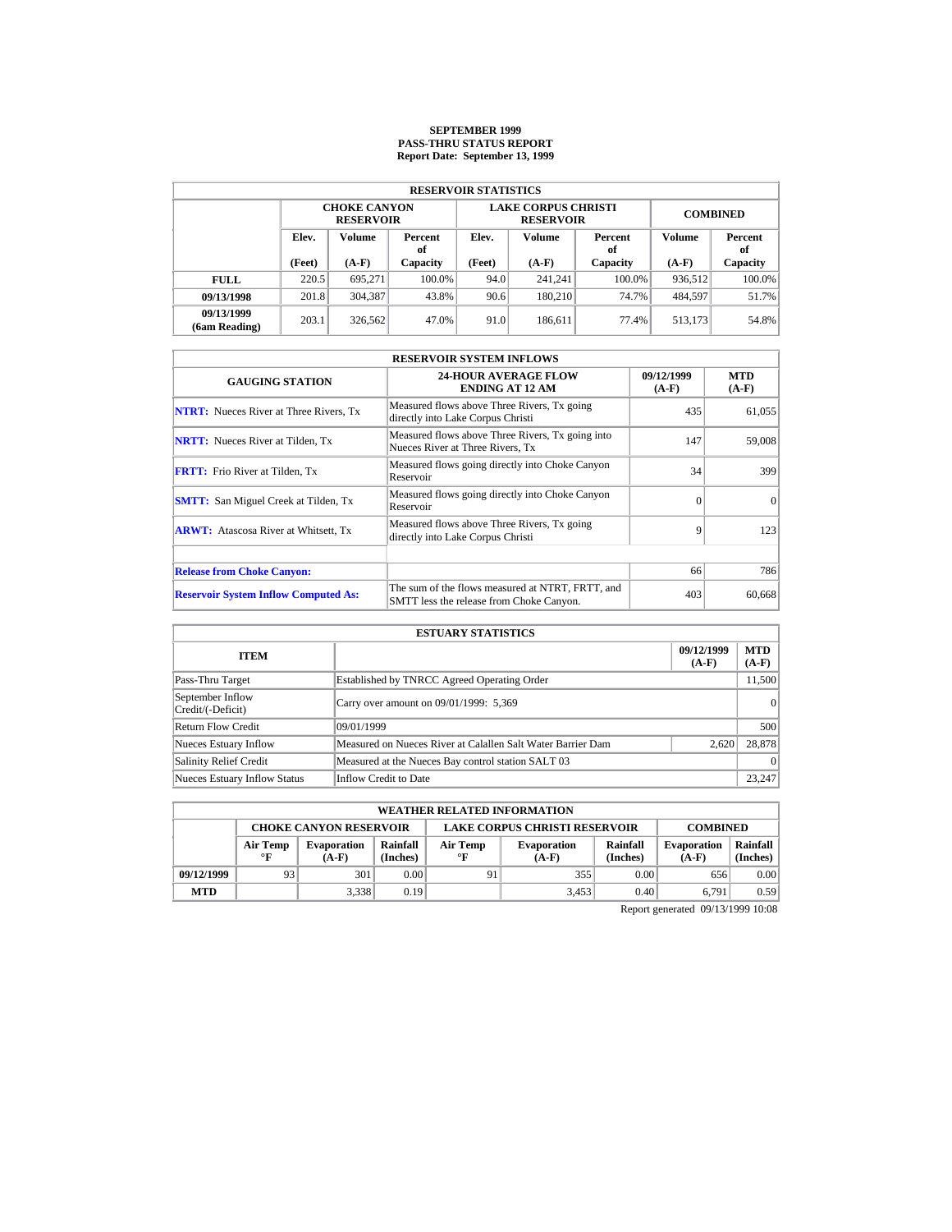# SEPTEMBER 1999
## PASS-THRU STATUS REPORT
### Report Date: September 13, 1999

| RESERVOIR STATISTICS | | | | | | | | |
|---|---|---|---|---|---|---|---|---|
| | CHOKE CANYON RESERVOIR | | | LAKE CORPUS CHRISTI RESERVOIR | | | COMBINED | |
| | Elev. (Feet) | Volume (A-F) | Percent of Capacity | Elev. (Feet) | Volume (A-F) | Percent of Capacity | Volume (A-F) | Percent of Capacity |
| **FULL** | 220.5 | 695,271 | 100.0% | 94.0 | 241,241 | 100.0% | 936,512 | 100.0% |
| **09/13/1998** | 201.8 | 304,387 | 43.8% | 90.6 | 180,210 | 74.7% | 484,597 | 51.7% |
| **09/13/1999 (6am Reading)** | 203.1 | 326,562 | 47.0% | 91.0 | 186,611 | 77.4% | 513,173 | 54.8% |

| RESERVOIR SYSTEM INFLOWS | | | |
|---|---|---|---|
| GAUGING STATION | 24-HOUR AVERAGE FLOW ENDING AT 12 AM | 09/12/1999 (A-F) | MTD (A-F) |
| **NTRT:** Nueces River at Three Rivers, Tx | Measured flows above Three Rivers, Tx going directly into Lake Corpus Christi | 435 | 61,055 |
| **NRTT:** Nueces River at Tilden, Tx | Measured flows above Three Rivers, Tx going into Nueces River at Three Rivers, Tx | 147 | 59,008 |
| **FRTT:** Frio River at Tilden, Tx | Measured flows going directly into Choke Canyon Reservoir | 34 | 399 |
| **SMTT:** San Miguel Creek at Tilden, Tx | Measured flows going directly into Choke Canyon Reservoir | 0 | 0 |
| **ARWT:** Atascosa River at Whitsett, Tx | Measured flows above Three Rivers, Tx going directly into Lake Corpus Christi | 9 | 123 |
| | | | |
| **Release from Choke Canyon:** | | 66 | 786 |
| **Reservoir System Inflow Computed As:** | The sum of the flows measured at NTRT, FRTT, and SMTT less the release from Choke Canyon. | 403 | 60,668 |

| ESTUARY STATISTICS | | | |
|---|---|---|---|
| ITEM | | 09/12/1999 (A-F) | MTD (A-F) |
| Pass-Thru Target | Established by TNRCC Agreed Operating Order | | 11,500 |
| September Inflow Credit/(-Deficit) | Carry over amount on 09/01/1999: 5,369 | | 0 |
| Return Flow Credit | 09/01/1999 | | 500 |
| Nueces Estuary Inflow | Measured on Nueces River at Calallen Salt Water Barrier Dam | 2,620 | 28,878 |
| Salinity Relief Credit | Measured at the Nueces Bay control station SALT 03 | | 0 |
| Nueces Estuary Inflow Status | Inflow Credit to Date | | 23,247 |

| WEATHER RELATED INFORMATION | | | | | | | | |
|---|---|---|---|---|---|---|---|---|
| | CHOKE CANYON RESERVOIR | | | LAKE CORPUS CHRISTI RESERVOIR | | | COMBINED | |
| | Air Temp °F | Evaporation (A-F) | Rainfall (Inches) | Air Temp °F | Evaporation (A-F) | Rainfall (Inches) | Evaporation (A-F) | Rainfall (Inches) |
| **09/12/1999** | 93 | 301 | 0.00 | 91 | 355 | 0.00 | 656 | 0.00 |
| **MTD** | | 3,338 | 0.19 | | 3,453 | 0.40 | 6,791 | 0.59 |

Report generated 09/13/1999 10:08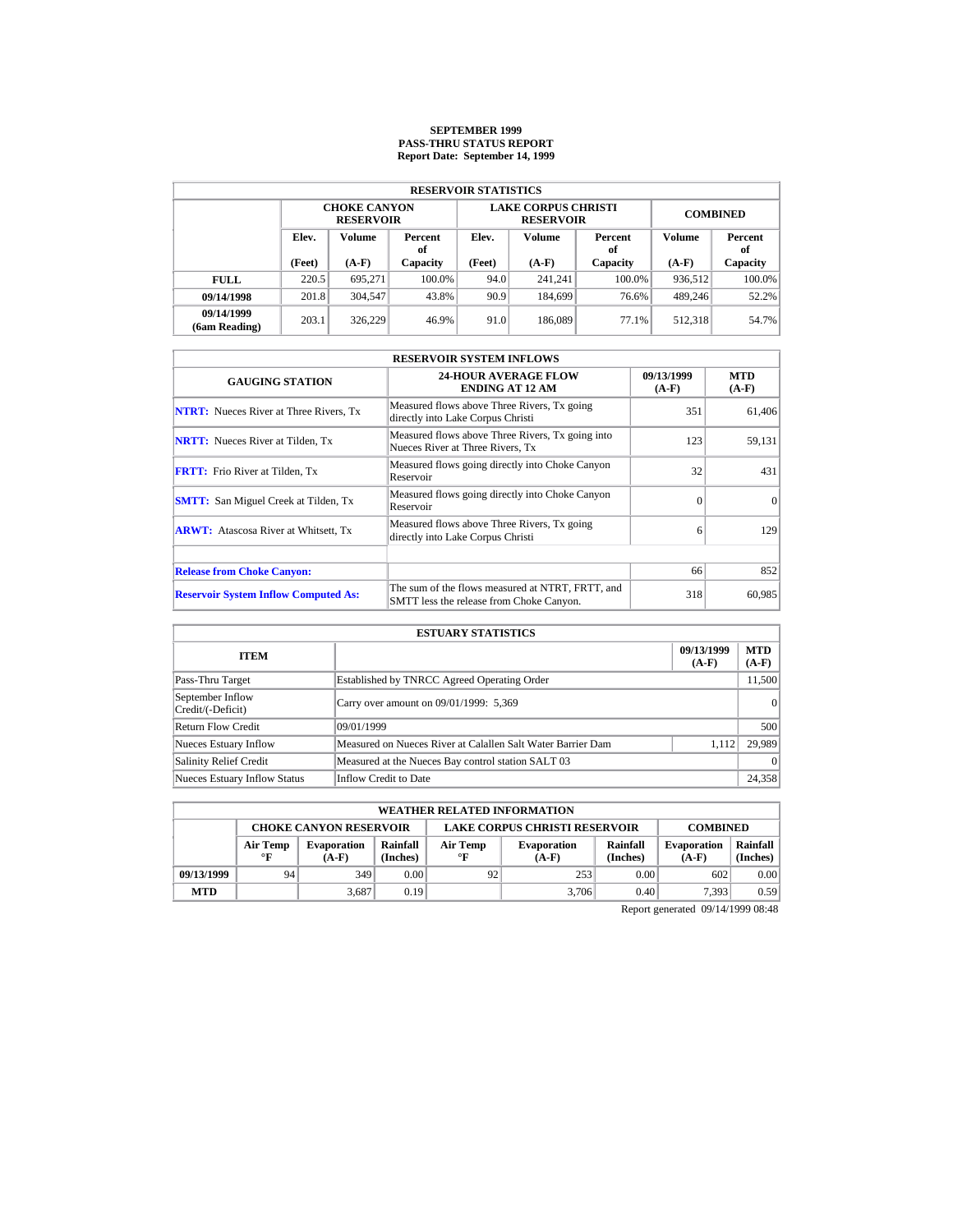# SEPTEMBER 1999
## PASS-THRU STATUS REPORT
### Report Date: September 14, 1999

| RESERVOIR STATISTICS | | | | | | | | |
|---|---|---|---|---|---|---|---|---|
| | CHOKE CANYON RESERVOIR | | | LAKE CORPUS CHRISTI RESERVOIR | | | COMBINED | |
| | Elev. (Feet) | Volume (A-F) | Percent of Capacity | Elev. (Feet) | Volume (A-F) | Percent of Capacity | Volume (A-F) | Percent of Capacity |
| **FULL** | 220.5 | 695,271 | 100.0% | 94.0 | 241,241 | 100.0% | 936,512 | 100.0% |
| **09/14/1998** | 201.8 | 304,547 | 43.8% | 90.9 | 184,699 | 76.6% | 489,246 | 52.2% |
| **09/14/1999 (6am Reading)** | 203.1 | 326,229 | 46.9% | 91.0 | 186,089 | 77.1% | 512,318 | 54.7% |

| RESERVOIR SYSTEM INFLOWS | | | |
|---|---|---|---|
| GAUGING STATION | 24-HOUR AVERAGE FLOW ENDING AT 12 AM | 09/13/1999 (A-F) | MTD (A-F) |
| **NTRT:** Nueces River at Three Rivers, Tx | Measured flows above Three Rivers, Tx going directly into Lake Corpus Christi | 351 | 61,406 |
| **NRTT:** Nueces River at Tilden, Tx | Measured flows above Three Rivers, Tx going into Nueces River at Three Rivers, Tx | 123 | 59,131 |
| **FRTT:** Frio River at Tilden, Tx | Measured flows going directly into Choke Canyon Reservoir | 32 | 431 |
| **SMTT:** San Miguel Creek at Tilden, Tx | Measured flows going directly into Choke Canyon Reservoir | 0 | 0 |
| **ARWT:** Atascosa River at Whitsett, Tx | Measured flows above Three Rivers, Tx going directly into Lake Corpus Christi | 6 | 129 |
| | | | |
| **Release from Choke Canyon:** | | 66 | 852 |
| **Reservoir System Inflow Computed As:** | The sum of the flows measured at NTRT, FRTT, and SMTT less the release from Choke Canyon. | 318 | 60,985 |

| ESTUARY STATISTICS | | | |
|---|---|---|---|
| ITEM | | 09/13/1999 (A-F) | MTD (A-F) |
| Pass-Thru Target | Established by TNRCC Agreed Operating Order | | 11,500 |
| September Inflow Credit/(-Deficit) | Carry over amount on 09/01/1999: 5,369 | | 0 |
| Return Flow Credit | 09/01/1999 | | 500 |
| Nueces Estuary Inflow | Measured on Nueces River at Calallen Salt Water Barrier Dam | 1,112 | 29,989 |
| Salinity Relief Credit | Measured at the Nueces Bay control station SALT 03 | | 0 |
| Nueces Estuary Inflow Status | Inflow Credit to Date | | 24,358 |

| WEATHER RELATED INFORMATION | | | | | | | | |
|---|---|---|---|---|---|---|---|---|
| | CHOKE CANYON RESERVOIR | | | LAKE CORPUS CHRISTI RESERVOIR | | | COMBINED | |
| | Air Temp °F | Evaporation (A-F) | Rainfall (Inches) | Air Temp °F | Evaporation (A-F) | Rainfall (Inches) | Evaporation (A-F) | Rainfall (Inches) |
| **09/13/1999** | 94 | 349 | 0.00 | 92 | 253 | 0.00 | 602 | 0.00 |
| **MTD** | | 3,687 | 0.19 | | 3,706 | 0.40 | 7,393 | 0.59 |

Report generated 09/14/1999 08:48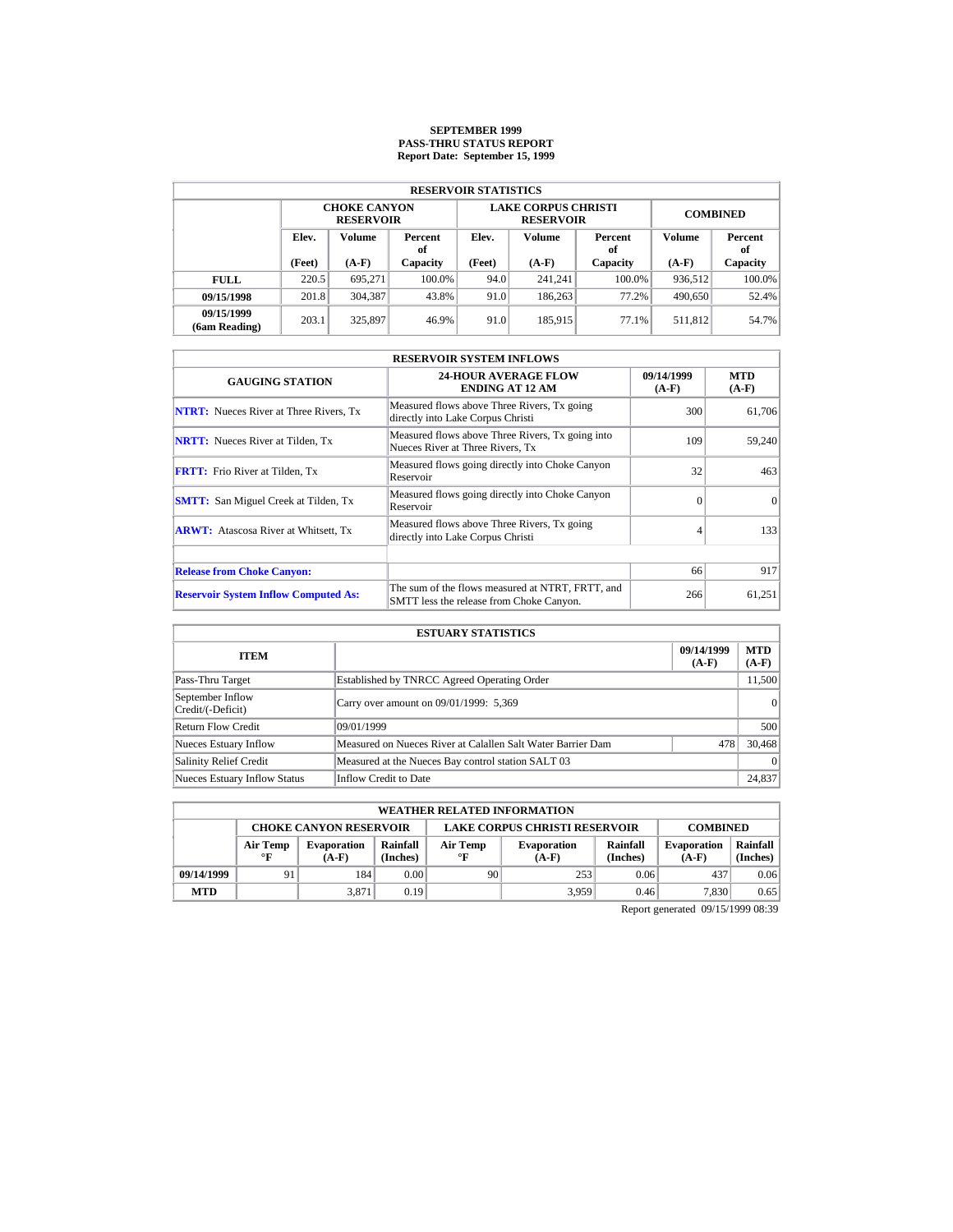# SEPTEMBER 1999
# PASS-THRU STATUS REPORT
# Report Date: September 15, 1999

| RESERVOIR STATISTICS | | | | | | | | |
|---|---|---|---|---|---|---|---|---|
| | CHOKE CANYON RESERVOIR | | | LAKE CORPUS CHRISTI RESERVOIR | | | COMBINED | |
| | Elev. (Feet) | Volume (A-F) | Percent of Capacity | Elev. (Feet) | Volume (A-F) | Percent of Capacity | Volume (A-F) | Percent of Capacity |
| **FULL** | 220.5 | 695,271 | 100.0% | 94.0 | 241,241 | 100.0% | 936,512 | 100.0% |
| **09/15/1998** | 201.8 | 304,387 | 43.8% | 91.0 | 186,263 | 77.2% | 490,650 | 52.4% |
| **09/15/1999 (6am Reading)** | 203.1 | 325,897 | 46.9% | 91.0 | 185,915 | 77.1% | 511,812 | 54.7% |

| RESERVOIR SYSTEM INFLOWS | | | |
|---|---|---|---|
| GAUGING STATION | 24-HOUR AVERAGE FLOW ENDING AT 12 AM | 09/14/1999 (A-F) | MTD (A-F) |
| **NTRT:** Nueces River at Three Rivers, Tx | Measured flows above Three Rivers, Tx going directly into Lake Corpus Christi | 300 | 61,706 |
| **NRTT:** Nueces River at Tilden, Tx | Measured flows above Three Rivers, Tx going into Nueces River at Three Rivers, Tx | 109 | 59,240 |
| **FRTT:** Frio River at Tilden, Tx | Measured flows going directly into Choke Canyon Reservoir | 32 | 463 |
| **SMTT:** San Miguel Creek at Tilden, Tx | Measured flows going directly into Choke Canyon Reservoir | 0 | 0 |
| **ARWT:** Atascosa River at Whitsett, Tx | Measured flows above Three Rivers, Tx going directly into Lake Corpus Christi | 4 | 133 |
| | | | |
| **Release from Choke Canyon:** | | 66 | 917 |
| **Reservoir System Inflow Computed As:** | The sum of the flows measured at NTRT, FRTT, and SMTT less the release from Choke Canyon. | 266 | 61,251 |

| ESTUARY STATISTICS | | | |
|---|---|---|---|
| ITEM | | 09/14/1999 (A-F) | MTD (A-F) |
| Pass-Thru Target | Established by TNRCC Agreed Operating Order | | 11,500 |
| September Inflow Credit/(-Deficit) | Carry over amount on 09/01/1999: 5,369 | | 0 |
| Return Flow Credit | 09/01/1999 | | 500 |
| Nueces Estuary Inflow | Measured on Nueces River at Calallen Salt Water Barrier Dam | 478 | 30,468 |
| Salinity Relief Credit | Measured at the Nueces Bay control station SALT 03 | | 0 |
| Nueces Estuary Inflow Status | Inflow Credit to Date | | 24,837 |

| WEATHER RELATED INFORMATION | | | | | | | | |
|---|---|---|---|---|---|---|---|---|
| | CHOKE CANYON RESERVOIR | | | LAKE CORPUS CHRISTI RESERVOIR | | | COMBINED | |
| | Air Temp °F | Evaporation (A-F) | Rainfall (Inches) | Air Temp °F | Evaporation (A-F) | Rainfall (Inches) | Evaporation (A-F) | Rainfall (Inches) |
| **09/14/1999** | 91 | 184 | 0.00 | 90 | 253 | 0.06 | 437 | 0.06 |
| **MTD** | | 3,871 | 0.19 | | 3,959 | 0.46 | 7,830 | 0.65 |

Report generated 09/15/1999 08:39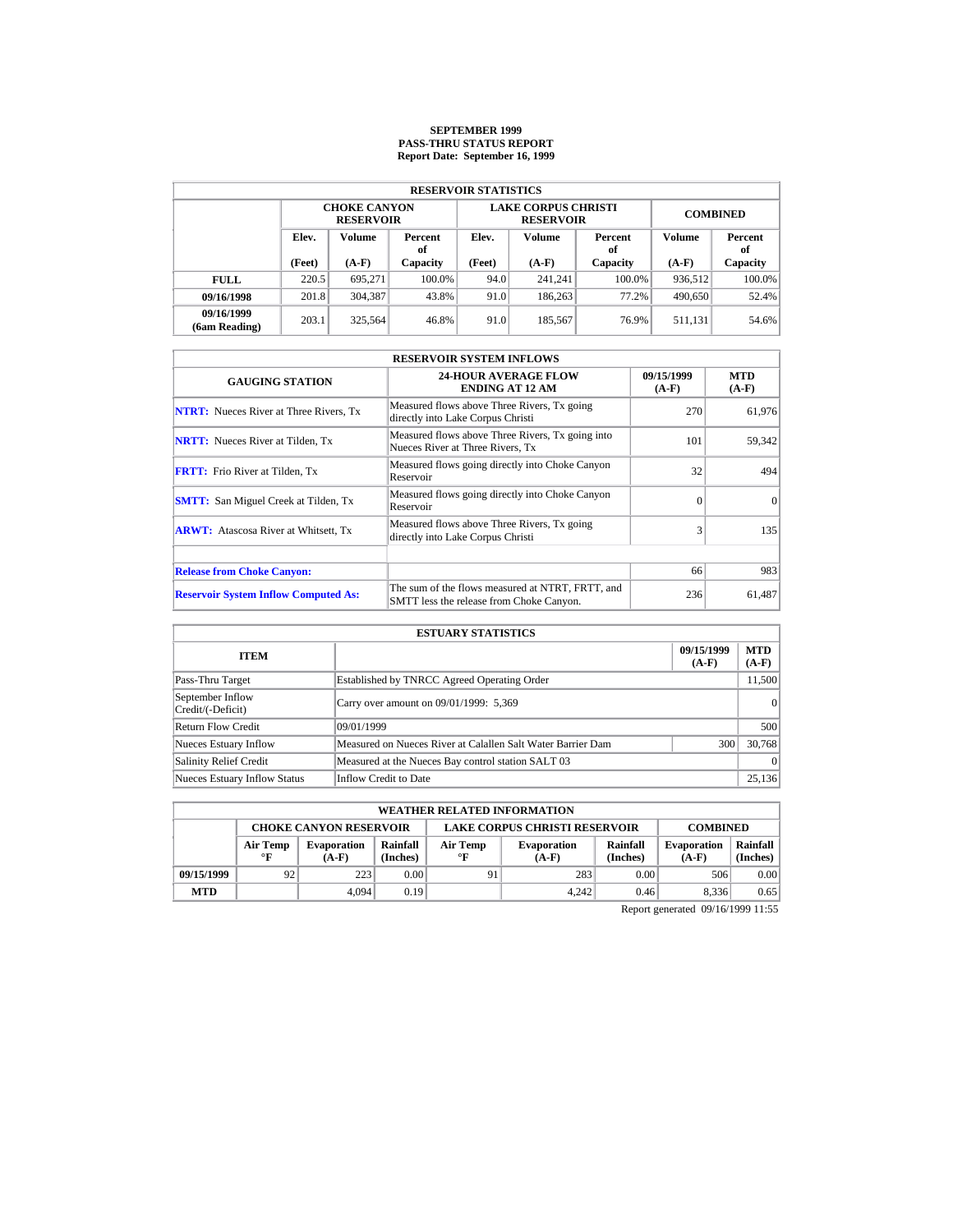# SEPTEMBER 1999
## PASS-THRU STATUS REPORT
### Report Date: September 16, 1999

| RESERVOIR STATISTICS | | | | | | | | |
|---|---|---|---|---|---|---|---|---|
| | CHOKE CANYON RESERVOIR | | | LAKE CORPUS CHRISTI RESERVOIR | | | COMBINED | |
| | Elev. (Feet) | Volume (A-F) | Percent of Capacity | Elev. (Feet) | Volume (A-F) | Percent of Capacity | Volume (A-F) | Percent of Capacity |
| **FULL** | 220.5 | 695,271 | 100.0% | 94.0 | 241,241 | 100.0% | 936,512 | 100.0% |
| **09/16/1998** | 201.8 | 304,387 | 43.8% | 91.0 | 186,263 | 77.2% | 490,650 | 52.4% |
| **09/16/1999 (6am Reading)** | 203.1 | 325,564 | 46.8% | 91.0 | 185,567 | 76.9% | 511,131 | 54.6% |

| RESERVOIR SYSTEM INFLOWS | | | |
|---|---|---|---|
| GAUGING STATION | 24-HOUR AVERAGE FLOW ENDING AT 12 AM | 09/15/1999 (A-F) | MTD (A-F) |
| **NTRT:** Nueces River at Three Rivers, Tx | Measured flows above Three Rivers, Tx going directly into Lake Corpus Christi | 270 | 61,976 |
| **NRTT:** Nueces River at Tilden, Tx | Measured flows above Three Rivers, Tx going into Nueces River at Three Rivers, Tx | 101 | 59,342 |
| **FRTT:** Frio River at Tilden, Tx | Measured flows going directly into Choke Canyon Reservoir | 32 | 494 |
| **SMTT:** San Miguel Creek at Tilden, Tx | Measured flows going directly into Choke Canyon Reservoir | 0 | 0 |
| **ARWT:** Atascosa River at Whitsett, Tx | Measured flows above Three Rivers, Tx going directly into Lake Corpus Christi | 3 | 135 |
| | | | |
| **Release from Choke Canyon:** | | 66 | 983 |
| **Reservoir System Inflow Computed As:** | The sum of the flows measured at NTRT, FRTT, and SMTT less the release from Choke Canyon. | 236 | 61,487 |

| ESTUARY STATISTICS | | | |
|---|---|---|---|
| ITEM | | 09/15/1999 (A-F) | MTD (A-F) |
| Pass-Thru Target | Established by TNRCC Agreed Operating Order | | 11,500 |
| September Inflow Credit/(-Deficit) | Carry over amount on 09/01/1999: 5,369 | | 0 |
| Return Flow Credit | 09/01/1999 | | 500 |
| Nueces Estuary Inflow | Measured on Nueces River at Calallen Salt Water Barrier Dam | 300 | 30,768 |
| Salinity Relief Credit | Measured at the Nueces Bay control station SALT 03 | | 0 |
| Nueces Estuary Inflow Status | Inflow Credit to Date | | 25,136 |

| WEATHER RELATED INFORMATION | | | | | | | | |
|---|---|---|---|---|---|---|---|---|
| | CHOKE CANYON RESERVOIR | | | LAKE CORPUS CHRISTI RESERVOIR | | | COMBINED | |
| | Air Temp °F | Evaporation (A-F) | Rainfall (Inches) | Air Temp °F | Evaporation (A-F) | Rainfall (Inches) | Evaporation (A-F) | Rainfall (Inches) |
| **09/15/1999** | 92 | 223 | 0.00 | 91 | 283 | 0.00 | 506 | 0.00 |
| **MTD** | | 4,094 | 0.19 | | 4,242 | 0.46 | 8,336 | 0.65 |

Report generated 09/16/1999 11:55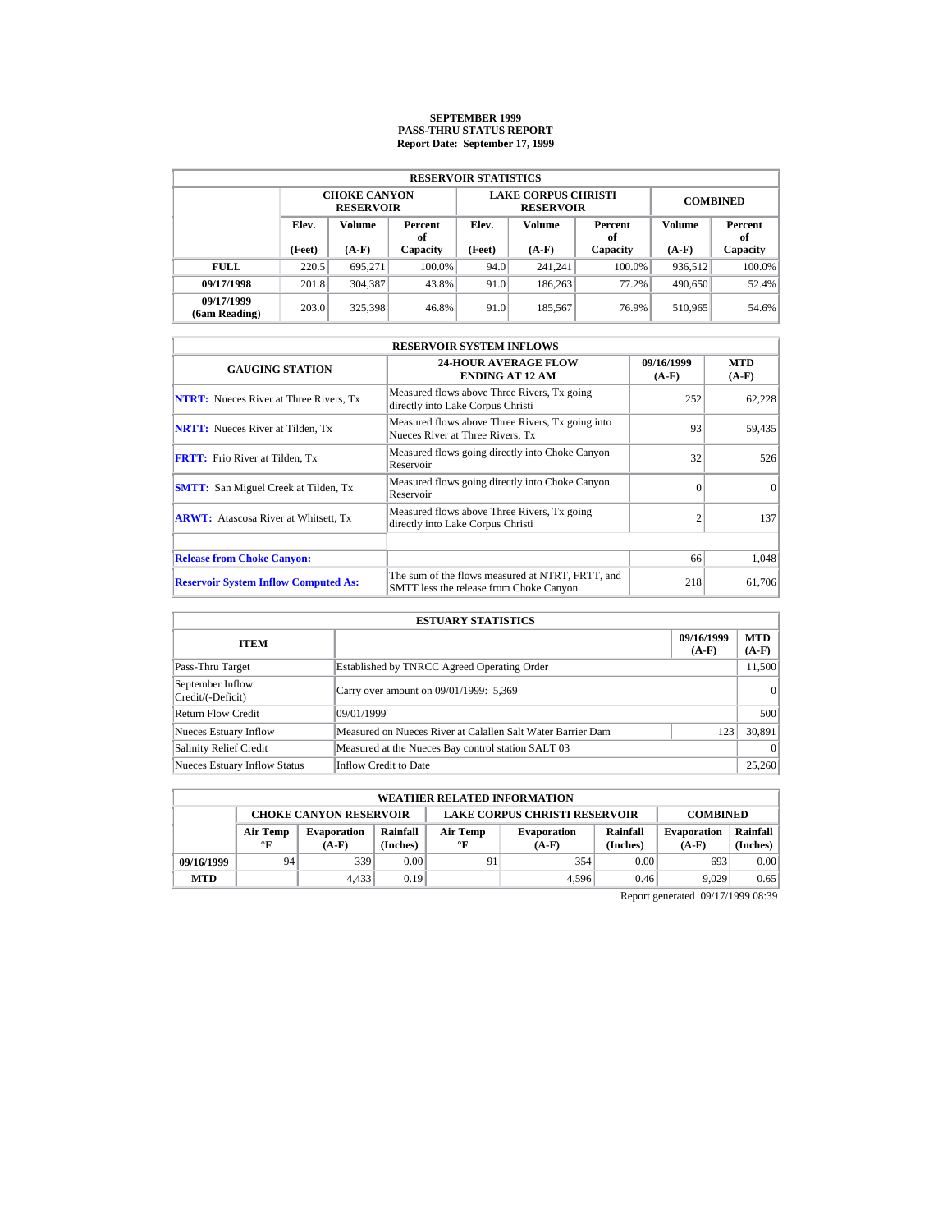# SEPTEMBER 1999
# PASS-THRU STATUS REPORT
# Report Date: September 17, 1999

| RESERVOIR STATISTICS | | | | | | | | |
|---|---|---|---|---|---|---|---|---|
| | CHOKE CANYON RESERVOIR | | | LAKE CORPUS CHRISTI RESERVOIR | | | COMBINED | |
| | Elev. (Feet) | Volume (A-F) | Percent of Capacity | Elev. (Feet) | Volume (A-F) | Percent of Capacity | Volume (A-F) | Percent of Capacity |
| **FULL** | 220.5 | 695,271 | 100.0% | 94.0 | 241,241 | 100.0% | 936,512 | 100.0% |
| **09/17/1998** | 201.8 | 304,387 | 43.8% | 91.0 | 186,263 | 77.2% | 490,650 | 52.4% |
| **09/17/1999 (6am Reading)** | 203.0 | 325,398 | 46.8% | 91.0 | 185,567 | 76.9% | 510,965 | 54.6% |

| RESERVOIR SYSTEM INFLOWS | | | |
|---|---|---|---|
| GAUGING STATION | 24-HOUR AVERAGE FLOW ENDING AT 12 AM | 09/16/1999 (A-F) | MTD (A-F) |
| **NTRT:** Nueces River at Three Rivers, Tx | Measured flows above Three Rivers, Tx going directly into Lake Corpus Christi | 252 | 62,228 |
| **NRTT:** Nueces River at Tilden, Tx | Measured flows above Three Rivers, Tx going into Nueces River at Three Rivers, Tx | 93 | 59,435 |
| **FRTT:** Frio River at Tilden, Tx | Measured flows going directly into Choke Canyon Reservoir | 32 | 526 |
| **SMTT:** San Miguel Creek at Tilden, Tx | Measured flows going directly into Choke Canyon Reservoir | 0 | 0 |
| **ARWT:** Atascosa River at Whitsett, Tx | Measured flows above Three Rivers, Tx going directly into Lake Corpus Christi | 2 | 137 |
| | | | |
| **Release from Choke Canyon:** | | 66 | 1,048 |
| **Reservoir System Inflow Computed As:** | The sum of the flows measured at NTRT, FRTT, and SMTT less the release from Choke Canyon. | 218 | 61,706 |

| ESTUARY STATISTICS | | | |
|---|---|---|---|
| ITEM | | 09/16/1999 (A-F) | MTD (A-F) |
| Pass-Thru Target | Established by TNRCC Agreed Operating Order | | 11,500 |
| September Inflow Credit/(-Deficit) | Carry over amount on 09/01/1999: 5,369 | | 0 |
| Return Flow Credit | 09/01/1999 | | 500 |
| Nueces Estuary Inflow | Measured on Nueces River at Calallen Salt Water Barrier Dam | 123 | 30,891 |
| Salinity Relief Credit | Measured at the Nueces Bay control station SALT 03 | | 0 |
| Nueces Estuary Inflow Status | Inflow Credit to Date | | 25,260 |

| WEATHER RELATED INFORMATION | | | | | | | | |
|---|---|---|---|---|---|---|---|---|
| | CHOKE CANYON RESERVOIR | | | LAKE CORPUS CHRISTI RESERVOIR | | | COMBINED | |
| | Air Temp °F | Evaporation (A-F) | Rainfall (Inches) | Air Temp °F | Evaporation (A-F) | Rainfall (Inches) | Evaporation (A-F) | Rainfall (Inches) |
| **09/16/1999** | 94 | 339 | 0.00 | 91 | 354 | 0.00 | 693 | 0.00 |
| **MTD** | | 4,433 | 0.19 | | 4,596 | 0.46 | 9,029 | 0.65 |

Report generated 09/17/1999 08:39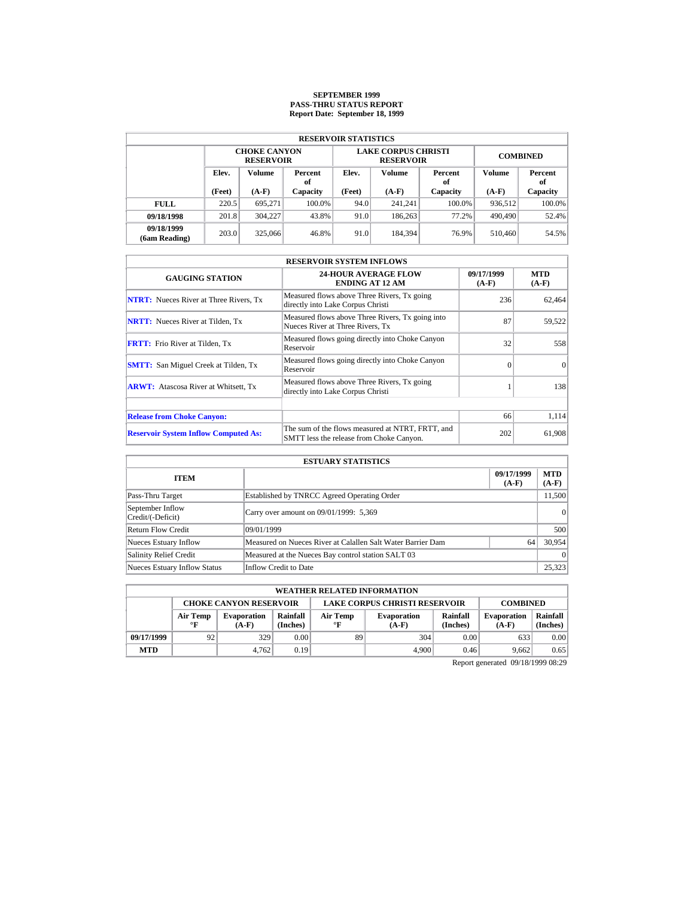# SEPTEMBER 1999
## PASS-THRU STATUS REPORT
### Report Date: September 18, 1999

| RESERVOIR STATISTICS | | | | | | | | |
|---|---|---|---|---|---|---|---|---|
| | CHOKE CANYON RESERVOIR | | | LAKE CORPUS CHRISTI RESERVOIR | | | COMBINED | |
| | Elev. (Feet) | Volume (A-F) | Percent of Capacity | Elev. (Feet) | Volume (A-F) | Percent of Capacity | Volume (A-F) | Percent of Capacity |
| **FULL** | 220.5 | 695,271 | 100.0% | 94.0 | 241,241 | 100.0% | 936,512 | 100.0% |
| **09/18/1998** | 201.8 | 304,227 | 43.8% | 91.0 | 186,263 | 77.2% | 490,490 | 52.4% |
| **09/18/1999 (6am Reading)** | 203.0 | 325,066 | 46.8% | 91.0 | 184,394 | 76.9% | 510,460 | 54.5% |

| RESERVOIR SYSTEM INFLOWS | | | |
|---|---|---|---|
| GAUGING STATION | 24-HOUR AVERAGE FLOW ENDING AT 12 AM | 09/17/1999 (A-F) | MTD (A-F) |
| **NTRT:** Nueces River at Three Rivers, Tx | Measured flows above Three Rivers, Tx going directly into Lake Corpus Christi | 236 | 62,464 |
| **NRTT:** Nueces River at Tilden, Tx | Measured flows above Three Rivers, Tx going into Nueces River at Three Rivers, Tx | 87 | 59,522 |
| **FRTT:** Frio River at Tilden, Tx | Measured flows going directly into Choke Canyon Reservoir | 32 | 558 |
| **SMTT:** San Miguel Creek at Tilden, Tx | Measured flows going directly into Choke Canyon Reservoir | 0 | 0 |
| **ARWT:** Atascosa River at Whitsett, Tx | Measured flows above Three Rivers, Tx going directly into Lake Corpus Christi | 1 | 138 |
| | | | |
| **Release from Choke Canyon:** | | 66 | 1,114 |
| **Reservoir System Inflow Computed As:** | The sum of the flows measured at NTRT, FRTT, and SMTT less the release from Choke Canyon. | 202 | 61,908 |

| ESTUARY STATISTICS | | | |
|---|---|---|---|
| ITEM | | 09/17/1999 (A-F) | MTD (A-F) |
| Pass-Thru Target | Established by TNRCC Agreed Operating Order | | 11,500 |
| September Inflow Credit/(-Deficit) | Carry over amount on 09/01/1999: 5,369 | | 0 |
| Return Flow Credit | 09/01/1999 | | 500 |
| Nueces Estuary Inflow | Measured on Nueces River at Calallen Salt Water Barrier Dam | 64 | 30,954 |
| Salinity Relief Credit | Measured at the Nueces Bay control station SALT 03 | | 0 |
| Nueces Estuary Inflow Status | Inflow Credit to Date | | 25,323 |

| WEATHER RELATED INFORMATION | | | | | | | | |
|---|---|---|---|---|---|---|---|---|
| | CHOKE CANYON RESERVOIR | | | LAKE CORPUS CHRISTI RESERVOIR | | | COMBINED | |
| | Air Temp °F | Evaporation (A-F) | Rainfall (Inches) | Air Temp °F | Evaporation (A-F) | Rainfall (Inches) | Evaporation (A-F) | Rainfall (Inches) |
| **09/17/1999** | 92 | 329 | 0.00 | 89 | 304 | 0.00 | 633 | 0.00 |
| **MTD** | | 4,762 | 0.19 | | 4,900 | 0.46 | 9,662 | 0.65 |

Report generated 09/18/1999 08:29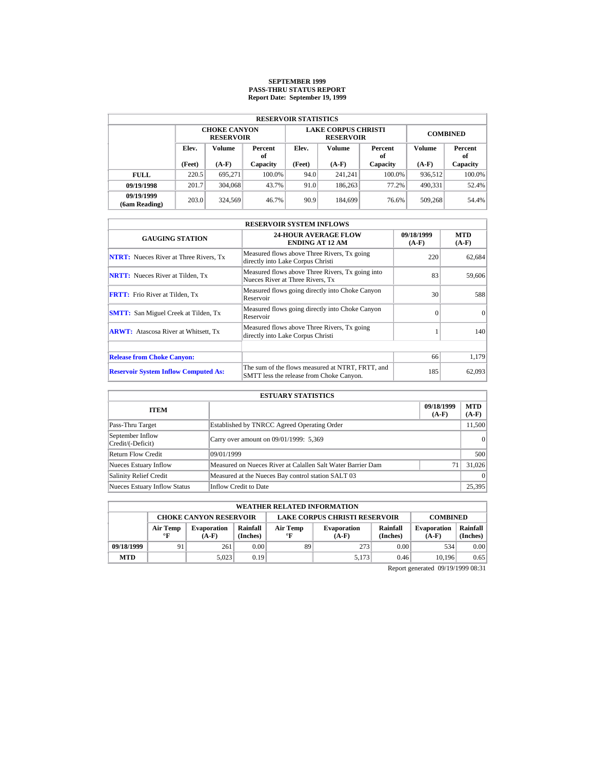# SEPTEMBER 1999
## PASS-THRU STATUS REPORT
### Report Date: September 19, 1999

| RESERVOIR STATISTICS | | | | | | | | |
|---|---|---|---|---|---|---|---|---|
| | CHOKE CANYON RESERVOIR | | | LAKE CORPUS CHRISTI RESERVOIR | | | COMBINED | |
| | Elev. (Feet) | Volume (A-F) | Percent of Capacity | Elev. (Feet) | Volume (A-F) | Percent of Capacity | Volume (A-F) | Percent of Capacity |
| **FULL** | 220.5 | 695,271 | 100.0% | 94.0 | 241,241 | 100.0% | 936,512 | 100.0% |
| **09/19/1998** | 201.7 | 304,068 | 43.7% | 91.0 | 186,263 | 77.2% | 490,331 | 52.4% |
| **09/19/1999 (6am Reading)** | 203.0 | 324,569 | 46.7% | 90.9 | 184,699 | 76.6% | 509,268 | 54.4% |

| RESERVOIR SYSTEM INFLOWS | | | |
|---|---|---|---|
| GAUGING STATION | 24-HOUR AVERAGE FLOW ENDING AT 12 AM | 09/18/1999 (A-F) | MTD (A-F) |
| **NTRT:** Nueces River at Three Rivers, Tx | Measured flows above Three Rivers, Tx going directly into Lake Corpus Christi | 220 | 62,684 |
| **NRTT:** Nueces River at Tilden, Tx | Measured flows above Three Rivers, Tx going into Nueces River at Three Rivers, Tx | 83 | 59,606 |
| **FRTT:** Frio River at Tilden, Tx | Measured flows going directly into Choke Canyon Reservoir | 30 | 588 |
| **SMTT:** San Miguel Creek at Tilden, Tx | Measured flows going directly into Choke Canyon Reservoir | 0 | 0 |
| **ARWT:** Atascosa River at Whitsett, Tx | Measured flows above Three Rivers, Tx going directly into Lake Corpus Christi | 1 | 140 |
| | | | |
| **Release from Choke Canyon:** | | 66 | 1,179 |
| **Reservoir System Inflow Computed As:** | The sum of the flows measured at NTRT, FRTT, and SMTT less the release from Choke Canyon. | 185 | 62,093 |

| ESTUARY STATISTICS | | | |
|---|---|---|---|
| ITEM | | 09/18/1999 (A-F) | MTD (A-F) |
| Pass-Thru Target | Established by TNRCC Agreed Operating Order | | 11,500 |
| September Inflow Credit/(-Deficit) | Carry over amount on 09/01/1999: 5,369 | | 0 |
| Return Flow Credit | 09/01/1999 | | 500 |
| Nueces Estuary Inflow | Measured on Nueces River at Calallen Salt Water Barrier Dam | 71 | 31,026 |
| Salinity Relief Credit | Measured at the Nueces Bay control station SALT 03 | | 0 |
| Nueces Estuary Inflow Status | Inflow Credit to Date | | 25,395 |

| WEATHER RELATED INFORMATION | | | | | | | | |
|---|---|---|---|---|---|---|---|---|
| | CHOKE CANYON RESERVOIR | | | LAKE CORPUS CHRISTI RESERVOIR | | | COMBINED | |
| | Air Temp °F | Evaporation (A-F) | Rainfall (Inches) | Air Temp °F | Evaporation (A-F) | Rainfall (Inches) | Evaporation (A-F) | Rainfall (Inches) |
| **09/18/1999** | 91 | 261 | 0.00 | 89 | 273 | 0.00 | 534 | 0.00 |
| **MTD** | | 5,023 | 0.19 | | 5,173 | 0.46 | 10,196 | 0.65 |

Report generated 09/19/1999 08:31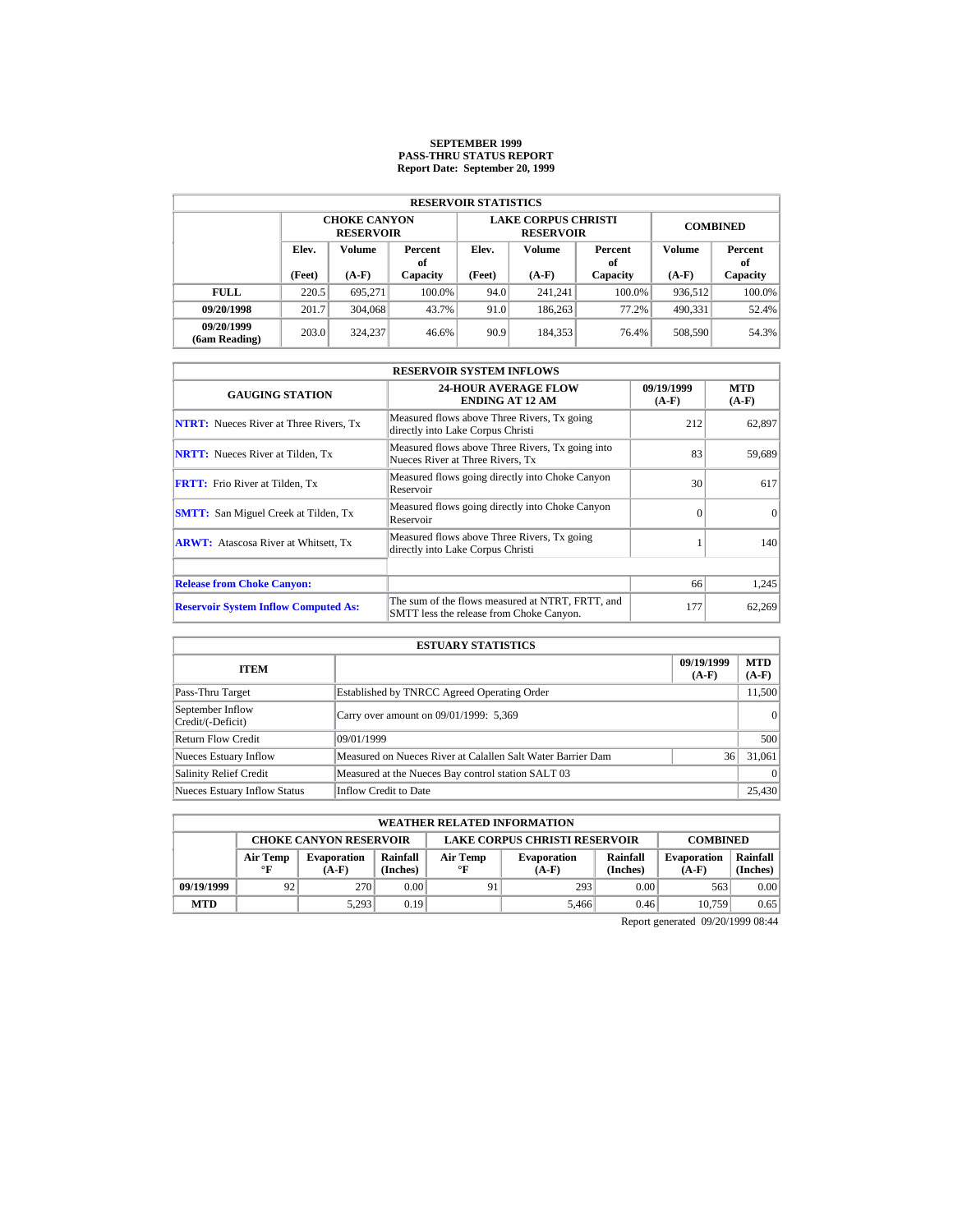**SEPTEMBER 1999**
**PASS-THRU STATUS REPORT**
**Report Date: September 20, 1999**

| RESERVOIR STATISTICS | | | | | | | | |
|---|---|---|---|---|---|---|---|---|
| | CHOKE CANYON RESERVOIR | | | LAKE CORPUS CHRISTI RESERVOIR | | | COMBINED | |
| | Elev. (Feet) | Volume (A-F) | Percent of Capacity | Elev. (Feet) | Volume (A-F) | Percent of Capacity | Volume (A-F) | Percent of Capacity |
| **FULL** | 220.5 | 695,271 | 100.0% | 94.0 | 241,241 | 100.0% | 936,512 | 100.0% |
| **09/20/1998** | 201.7 | 304,068 | 43.7% | 91.0 | 186,263 | 77.2% | 490,331 | 52.4% |
| **09/20/1999 (6am Reading)** | 203.0 | 324,237 | 46.6% | 90.9 | 184,353 | 76.4% | 508,590 | 54.3% |

| RESERVOIR SYSTEM INFLOWS | | | |
|---|---|---|---|
| GAUGING STATION | 24-HOUR AVERAGE FLOW ENDING AT 12 AM | 09/19/1999 (A-F) | MTD (A-F) |
| **NTRT:** Nueces River at Three Rivers, Tx | Measured flows above Three Rivers, Tx going directly into Lake Corpus Christi | 212 | 62,897 |
| **NRTT:** Nueces River at Tilden, Tx | Measured flows above Three Rivers, Tx going into Nueces River at Three Rivers, Tx | 83 | 59,689 |
| **FRTT:** Frio River at Tilden, Tx | Measured flows going directly into Choke Canyon Reservoir | 30 | 617 |
| **SMTT:** San Miguel Creek at Tilden, Tx | Measured flows going directly into Choke Canyon Reservoir | 0 | 0 |
| **ARWT:** Atascosa River at Whitsett, Tx | Measured flows above Three Rivers, Tx going directly into Lake Corpus Christi | 1 | 140 |
| | | | |
| **Release from Choke Canyon:** | | 66 | 1,245 |
| **Reservoir System Inflow Computed As:** | The sum of the flows measured at NTRT, FRTT, and SMTT less the release from Choke Canyon. | 177 | 62,269 |

| ESTUARY STATISTICS | | | |
|---|---|---|---|
| ITEM | | 09/19/1999 (A-F) | MTD (A-F) |
| Pass-Thru Target | Established by TNRCC Agreed Operating Order | | 11,500 |
| September Inflow Credit/(-Deficit) | Carry over amount on 09/01/1999: 5,369 | | 0 |
| Return Flow Credit | 09/01/1999 | | 500 |
| Nueces Estuary Inflow | Measured on Nueces River at Calallen Salt Water Barrier Dam | 36 | 31,061 |
| Salinity Relief Credit | Measured at the Nueces Bay control station SALT 03 | | 0 |
| Nueces Estuary Inflow Status | Inflow Credit to Date | | 25,430 |

| WEATHER RELATED INFORMATION | | | | | | | | |
|---|---|---|---|---|---|---|---|---|
| | CHOKE CANYON RESERVOIR | | | LAKE CORPUS CHRISTI RESERVOIR | | | COMBINED | |
| | Air Temp °F | Evaporation (A-F) | Rainfall (Inches) | Air Temp °F | Evaporation (A-F) | Rainfall (Inches) | Evaporation (A-F) | Rainfall (Inches) |
| **09/19/1999** | 92 | 270 | 0.00 | 91 | 293 | 0.00 | 563 | 0.00 |
| **MTD** | | 5,293 | 0.19 | | 5,466 | 0.46 | 10,759 | 0.65 |

Report generated 09/20/1999 08:44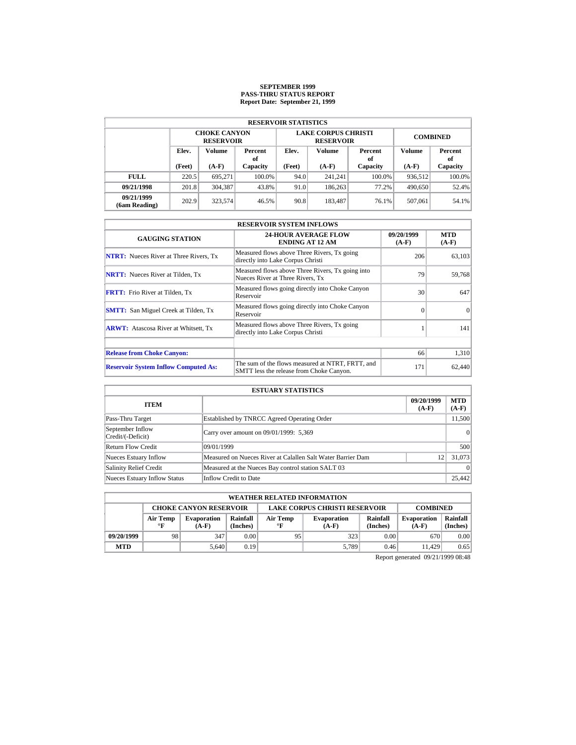# SEPTEMBER 1999
# PASS-THRU STATUS REPORT
# Report Date: September 21, 1999

| RESERVOIR STATISTICS | | | | | | | | |
|---|---|---|---|---|---|---|---|---|
| | CHOKE CANYON RESERVOIR | | | LAKE CORPUS CHRISTI RESERVOIR | | | COMBINED | |
| | Elev. (Feet) | Volume (A-F) | Percent of Capacity | Elev. (Feet) | Volume (A-F) | Percent of Capacity | Volume (A-F) | Percent of Capacity |
| **FULL** | 220.5 | 695,271 | 100.0% | 94.0 | 241,241 | 100.0% | 936,512 | 100.0% |
| **09/21/1998** | 201.8 | 304,387 | 43.8% | 91.0 | 186,263 | 77.2% | 490,650 | 52.4% |
| **09/21/1999 (6am Reading)** | 202.9 | 323,574 | 46.5% | 90.8 | 183,487 | 76.1% | 507,061 | 54.1% |

| RESERVOIR SYSTEM INFLOWS | | | |
|---|---|---|---|
| GAUGING STATION | 24-HOUR AVERAGE FLOW ENDING AT 12 AM | 09/20/1999 (A-F) | MTD (A-F) |
| **NTRT:** Nueces River at Three Rivers, Tx | Measured flows above Three Rivers, Tx going directly into Lake Corpus Christi | 206 | 63,103 |
| **NRTT:** Nueces River at Tilden, Tx | Measured flows above Three Rivers, Tx going into Nueces River at Three Rivers, Tx | 79 | 59,768 |
| **FRTT:** Frio River at Tilden, Tx | Measured flows going directly into Choke Canyon Reservoir | 30 | 647 |
| **SMTT:** San Miguel Creek at Tilden, Tx | Measured flows going directly into Choke Canyon Reservoir | 0 | 0 |
| **ARWT:** Atascosa River at Whitsett, Tx | Measured flows above Three Rivers, Tx going directly into Lake Corpus Christi | 1 | 141 |
| | | | |
| **Release from Choke Canyon:** | | 66 | 1,310 |
| **Reservoir System Inflow Computed As:** | The sum of the flows measured at NTRT, FRTT, and SMTT less the release from Choke Canyon. | 171 | 62,440 |

| ESTUARY STATISTICS | | | |
|---|---|---|---|
| ITEM | | 09/20/1999 (A-F) | MTD (A-F) |
| Pass-Thru Target | Established by TNRCC Agreed Operating Order | | 11,500 |
| September Inflow Credit/(-Deficit) | Carry over amount on 09/01/1999: 5,369 | | 0 |
| Return Flow Credit | 09/01/1999 | | 500 |
| Nueces Estuary Inflow | Measured on Nueces River at Calallen Salt Water Barrier Dam | 12 | 31,073 |
| Salinity Relief Credit | Measured at the Nueces Bay control station SALT 03 | | 0 |
| Nueces Estuary Inflow Status | Inflow Credit to Date | | 25,442 |

| WEATHER RELATED INFORMATION | | | | | | | | |
|---|---|---|---|---|---|---|---|---|
| | CHOKE CANYON RESERVOIR | | | LAKE CORPUS CHRISTI RESERVOIR | | | COMBINED | |
| | Air Temp °F | Evaporation (A-F) | Rainfall (Inches) | Air Temp °F | Evaporation (A-F) | Rainfall (Inches) | Evaporation (A-F) | Rainfall (Inches) |
| **09/20/1999** | 98 | 347 | 0.00 | 95 | 323 | 0.00 | 670 | 0.00 |
| **MTD** | | 5,640 | 0.19 | | 5,789 | 0.46 | 11,429 | 0.65 |

Report generated 09/21/1999 08:48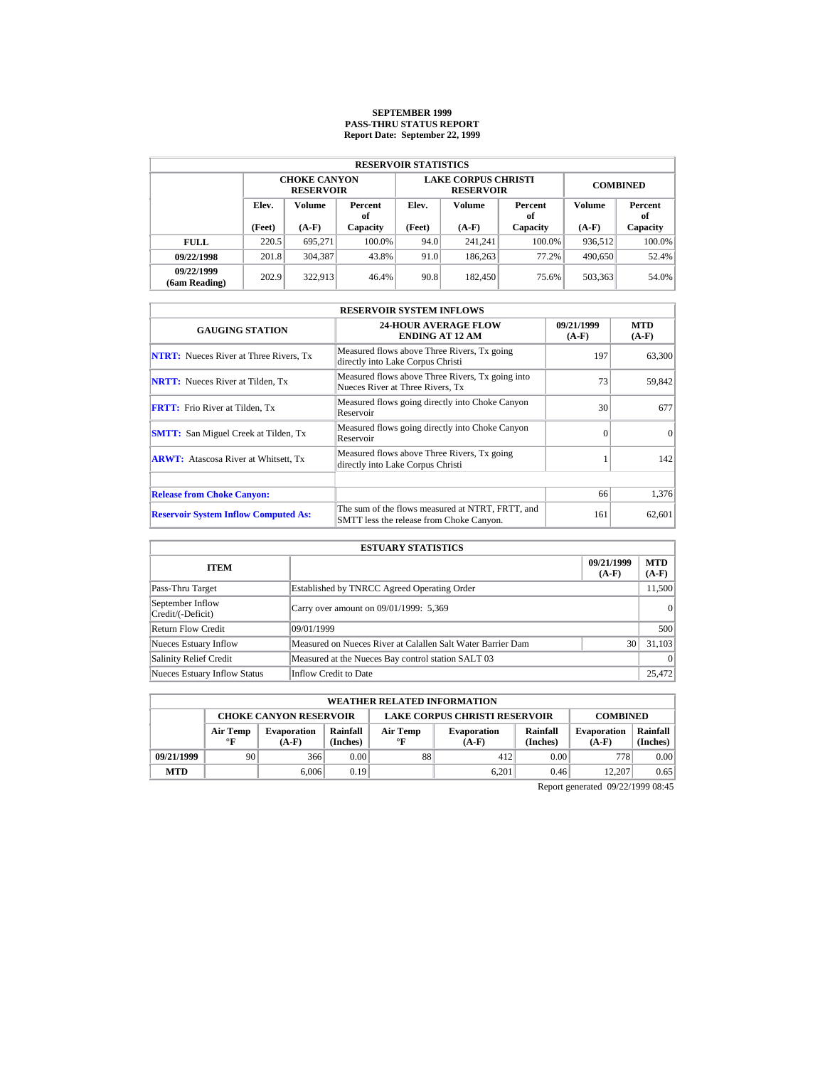# SEPTEMBER 1999
# PASS-THRU STATUS REPORT
## Report Date: September 22, 1999

| RESERVOIR STATISTICS | | | | | | | | |
|---|---|---|---|---|---|---|---|---|
| | CHOKE CANYON RESERVOIR | | | LAKE CORPUS CHRISTI RESERVOIR | | | COMBINED | |
| | Elev. (Feet) | Volume (A-F) | Percent of Capacity | Elev. (Feet) | Volume (A-F) | Percent of Capacity | Volume (A-F) | Percent of Capacity |
| **FULL** | 220.5 | 695,271 | 100.0% | 94.0 | 241,241 | 100.0% | 936,512 | 100.0% |
| **09/22/1998** | 201.8 | 304,387 | 43.8% | 91.0 | 186,263 | 77.2% | 490,650 | 52.4% |
| **09/22/1999 (6am Reading)** | 202.9 | 322,913 | 46.4% | 90.8 | 182,450 | 75.6% | 503,363 | 54.0% |

| RESERVOIR SYSTEM INFLOWS | | | |
|---|---|---|---|
| GAUGING STATION | 24-HOUR AVERAGE FLOW ENDING AT 12 AM | 09/21/1999 (A-F) | MTD (A-F) |
| **NTRT:** Nueces River at Three Rivers, Tx | Measured flows above Three Rivers, Tx going directly into Lake Corpus Christi | 197 | 63,300 |
| **NRTT:** Nueces River at Tilden, Tx | Measured flows above Three Rivers, Tx going into Nueces River at Three Rivers, Tx | 73 | 59,842 |
| **FRTT:** Frio River at Tilden, Tx | Measured flows going directly into Choke Canyon Reservoir | 30 | 677 |
| **SMTT:** San Miguel Creek at Tilden, Tx | Measured flows going directly into Choke Canyon Reservoir | 0 | 0 |
| **ARWT:** Atascosa River at Whitsett, Tx | Measured flows above Three Rivers, Tx going directly into Lake Corpus Christi | 1 | 142 |
| | | | |
| **Release from Choke Canyon:** | | 66 | 1,376 |
| **Reservoir System Inflow Computed As:** | The sum of the flows measured at NTRT, FRTT, and SMTT less the release from Choke Canyon. | 161 | 62,601 |

| ESTUARY STATISTICS | | | |
|---|---|---|---|
| ITEM | | 09/21/1999 (A-F) | MTD (A-F) |
| Pass-Thru Target | Established by TNRCC Agreed Operating Order | | 11,500 |
| September Inflow Credit/(-Deficit) | Carry over amount on 09/01/1999: 5,369 | | 0 |
| Return Flow Credit | 09/01/1999 | | 500 |
| Nueces Estuary Inflow | Measured on Nueces River at Calallen Salt Water Barrier Dam | 30 | 31,103 |
| Salinity Relief Credit | Measured at the Nueces Bay control station SALT 03 | | 0 |
| Nueces Estuary Inflow Status | Inflow Credit to Date | | 25,472 |

| WEATHER RELATED INFORMATION | | | | | | | | |
|---|---|---|---|---|---|---|---|---|
| | CHOKE CANYON RESERVOIR | | | LAKE CORPUS CHRISTI RESERVOIR | | | COMBINED | |
| | Air Temp °F | Evaporation (A-F) | Rainfall (Inches) | Air Temp °F | Evaporation (A-F) | Rainfall (Inches) | Evaporation (A-F) | Rainfall (Inches) |
| **09/21/1999** | 90 | 366 | 0.00 | 88 | 412 | 0.00 | 778 | 0.00 |
| **MTD** | | 6,006 | 0.19 | | 6,201 | 0.46 | 12,207 | 0.65 |

Report generated 09/22/1999 08:45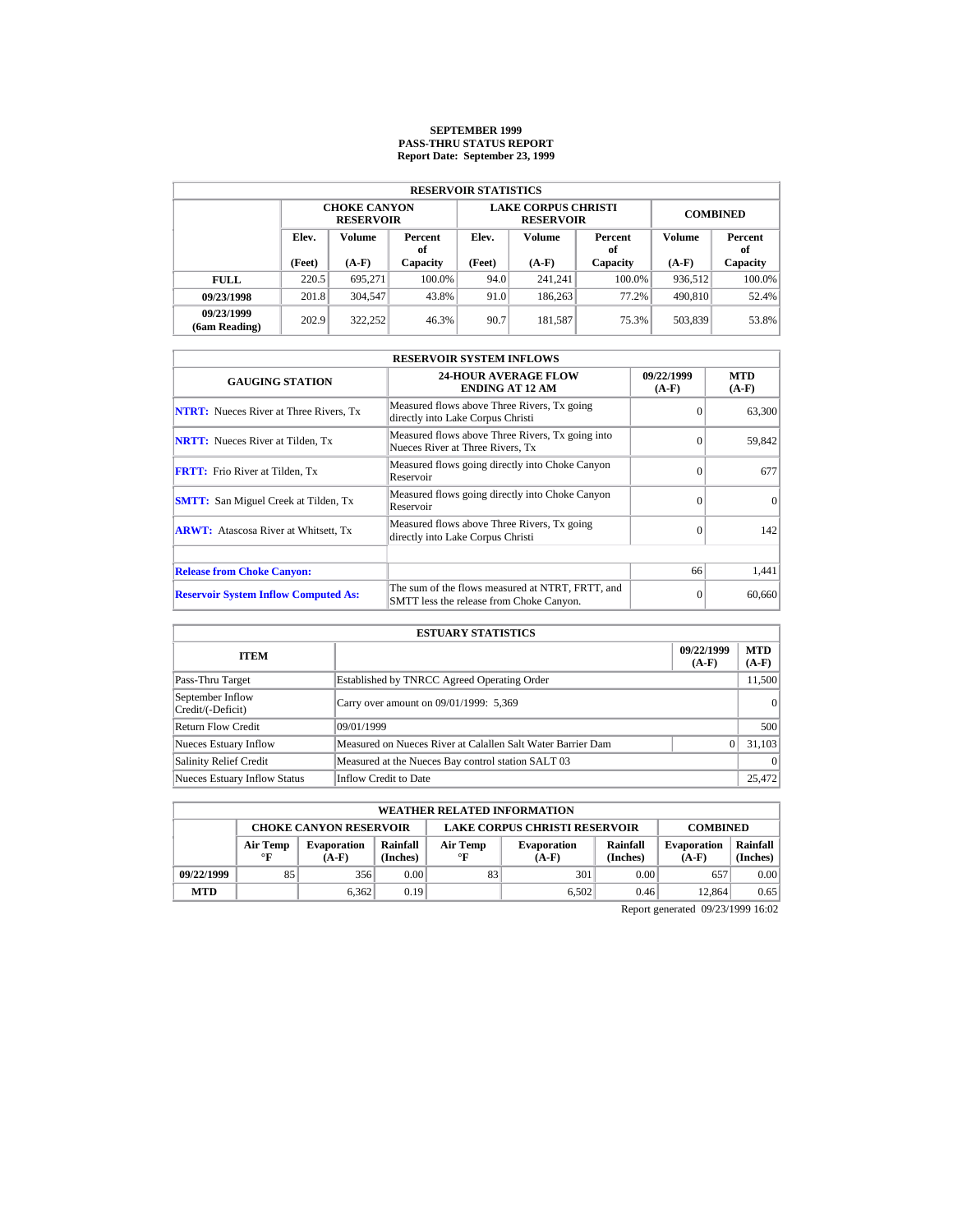# SEPTEMBER 1999
## PASS-THRU STATUS REPORT
## Report Date: September 23, 1999

| RESERVOIR STATISTICS | | | | | | | | |
|---|---|---|---|---|---|---|---|---|
| | CHOKE CANYON RESERVOIR | | | LAKE CORPUS CHRISTI RESERVOIR | | | COMBINED | |
| | Elev. (Feet) | Volume (A-F) | Percent of Capacity | Elev. (Feet) | Volume (A-F) | Percent of Capacity | Volume (A-F) | Percent of Capacity |
| **FULL** | 220.5 | 695,271 | 100.0% | 94.0 | 241,241 | 100.0% | 936,512 | 100.0% |
| **09/23/1998** | 201.8 | 304,547 | 43.8% | 91.0 | 186,263 | 77.2% | 490,810 | 52.4% |
| **09/23/1999 (6am Reading)** | 202.9 | 322,252 | 46.3% | 90.7 | 181,587 | 75.3% | 503,839 | 53.8% |

| RESERVOIR SYSTEM INFLOWS | | | |
|---|---|---|---|
| GAUGING STATION | 24-HOUR AVERAGE FLOW ENDING AT 12 AM | 09/22/1999 (A-F) | MTD (A-F) |
| **NTRT:** Nueces River at Three Rivers, Tx | Measured flows above Three Rivers, Tx going directly into Lake Corpus Christi | 0 | 63,300 |
| **NRTT:** Nueces River at Tilden, Tx | Measured flows above Three Rivers, Tx going into Nueces River at Three Rivers, Tx | 0 | 59,842 |
| **FRTT:** Frio River at Tilden, Tx | Measured flows going directly into Choke Canyon Reservoir | 0 | 677 |
| **SMTT:** San Miguel Creek at Tilden, Tx | Measured flows going directly into Choke Canyon Reservoir | 0 | 0 |
| **ARWT:** Atascosa River at Whitsett, Tx | Measured flows above Three Rivers, Tx going directly into Lake Corpus Christi | 0 | 142 |
| | | | |
| **Release from Choke Canyon:** | | 66 | 1,441 |
| **Reservoir System Inflow Computed As:** | The sum of the flows measured at NTRT, FRTT, and SMTT less the release from Choke Canyon. | 0 | 60,660 |

| ESTUARY STATISTICS | | | |
|---|---|---|---|
| ITEM | | 09/22/1999 (A-F) | MTD (A-F) |
| Pass-Thru Target | Established by TNRCC Agreed Operating Order | | 11,500 |
| September Inflow Credit/(-Deficit) | Carry over amount on 09/01/1999: 5,369 | | 0 |
| Return Flow Credit | 09/01/1999 | | 500 |
| Nueces Estuary Inflow | Measured on Nueces River at Calallen Salt Water Barrier Dam | 0 | 31,103 |
| Salinity Relief Credit | Measured at the Nueces Bay control station SALT 03 | | 0 |
| Nueces Estuary Inflow Status | Inflow Credit to Date | | 25,472 |

| WEATHER RELATED INFORMATION | | | | | | | | |
|---|---|---|---|---|---|---|---|---|
| | CHOKE CANYON RESERVOIR | | | LAKE CORPUS CHRISTI RESERVOIR | | | COMBINED | |
| | Air Temp °F | Evaporation (A-F) | Rainfall (Inches) | Air Temp °F | Evaporation (A-F) | Rainfall (Inches) | Evaporation (A-F) | Rainfall (Inches) |
| **09/22/1999** | 85 | 356 | 0.00 | 83 | 301 | 0.00 | 657 | 0.00 |
| **MTD** | | 6,362 | 0.19 | | 6,502 | 0.46 | 12,864 | 0.65 |

Report generated 09/23/1999 16:02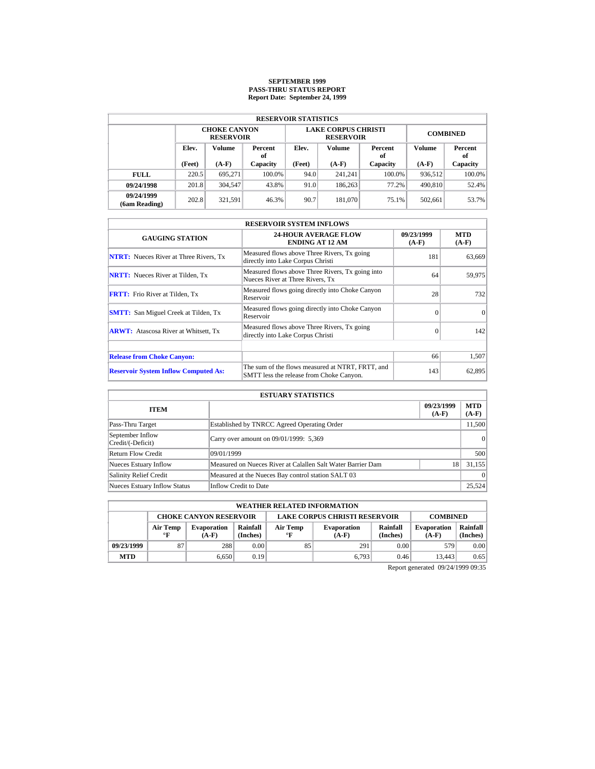# SEPTEMBER 1999
## PASS-THRU STATUS REPORT
### Report Date: September 24, 1999

| RESERVOIR STATISTICS | | | | | | | | |
|---|---|---|---|---|---|---|---|---|
| | CHOKE CANYON RESERVOIR | | | LAKE CORPUS CHRISTI RESERVOIR | | | COMBINED | |
| | Elev. (Feet) | Volume (A-F) | Percent of Capacity | Elev. (Feet) | Volume (A-F) | Percent of Capacity | Volume (A-F) | Percent of Capacity |
| **FULL** | 220.5 | 695,271 | 100.0% | 94.0 | 241,241 | 100.0% | 936,512 | 100.0% |
| **09/24/1998** | 201.8 | 304,547 | 43.8% | 91.0 | 186,263 | 77.2% | 490,810 | 52.4% |
| **09/24/1999 (6am Reading)** | 202.8 | 321,591 | 46.3% | 90.7 | 181,070 | 75.1% | 502,661 | 53.7% |

| RESERVOIR SYSTEM INFLOWS | | | |
|---|---|---|---|
| GAUGING STATION | 24-HOUR AVERAGE FLOW ENDING AT 12 AM | 09/23/1999 (A-F) | MTD (A-F) |
| **NTRT:** Nueces River at Three Rivers, Tx | Measured flows above Three Rivers, Tx going directly into Lake Corpus Christi | 181 | 63,669 |
| **NRTT:** Nueces River at Tilden, Tx | Measured flows above Three Rivers, Tx going into Nueces River at Three Rivers, Tx | 64 | 59,975 |
| **FRTT:** Frio River at Tilden, Tx | Measured flows going directly into Choke Canyon Reservoir | 28 | 732 |
| **SMTT:** San Miguel Creek at Tilden, Tx | Measured flows going directly into Choke Canyon Reservoir | 0 | 0 |
| **ARWT:** Atascosa River at Whitsett, Tx | Measured flows above Three Rivers, Tx going directly into Lake Corpus Christi | 0 | 142 |
| | | | |
| **Release from Choke Canyon:** | | 66 | 1,507 |
| **Reservoir System Inflow Computed As:** | The sum of the flows measured at NTRT, FRTT, and SMTT less the release from Choke Canyon. | 143 | 62,895 |

| ESTUARY STATISTICS | | | |
|---|---|---|---|
| ITEM | | 09/23/1999 (A-F) | MTD (A-F) |
| Pass-Thru Target | Established by TNRCC Agreed Operating Order | | 11,500 |
| September Inflow Credit/(-Deficit) | Carry over amount on 09/01/1999: 5,369 | | 0 |
| Return Flow Credit | 09/01/1999 | | 500 |
| Nueces Estuary Inflow | Measured on Nueces River at Calallen Salt Water Barrier Dam | 18 | 31,155 |
| Salinity Relief Credit | Measured at the Nueces Bay control station SALT 03 | | 0 |
| Nueces Estuary Inflow Status | Inflow Credit to Date | | 25,524 |

| WEATHER RELATED INFORMATION | | | | | | | | |
|---|---|---|---|---|---|---|---|---|
| | CHOKE CANYON RESERVOIR | | | LAKE CORPUS CHRISTI RESERVOIR | | | COMBINED | |
| | Air Temp °F | Evaporation (A-F) | Rainfall (Inches) | Air Temp °F | Evaporation (A-F) | Rainfall (Inches) | Evaporation (A-F) | Rainfall (Inches) |
| **09/23/1999** | 87 | 288 | 0.00 | 85 | 291 | 0.00 | 579 | 0.00 |
| **MTD** | | 6,650 | 0.19 | | 6,793 | 0.46 | 13,443 | 0.65 |

Report generated 09/24/1999 09:35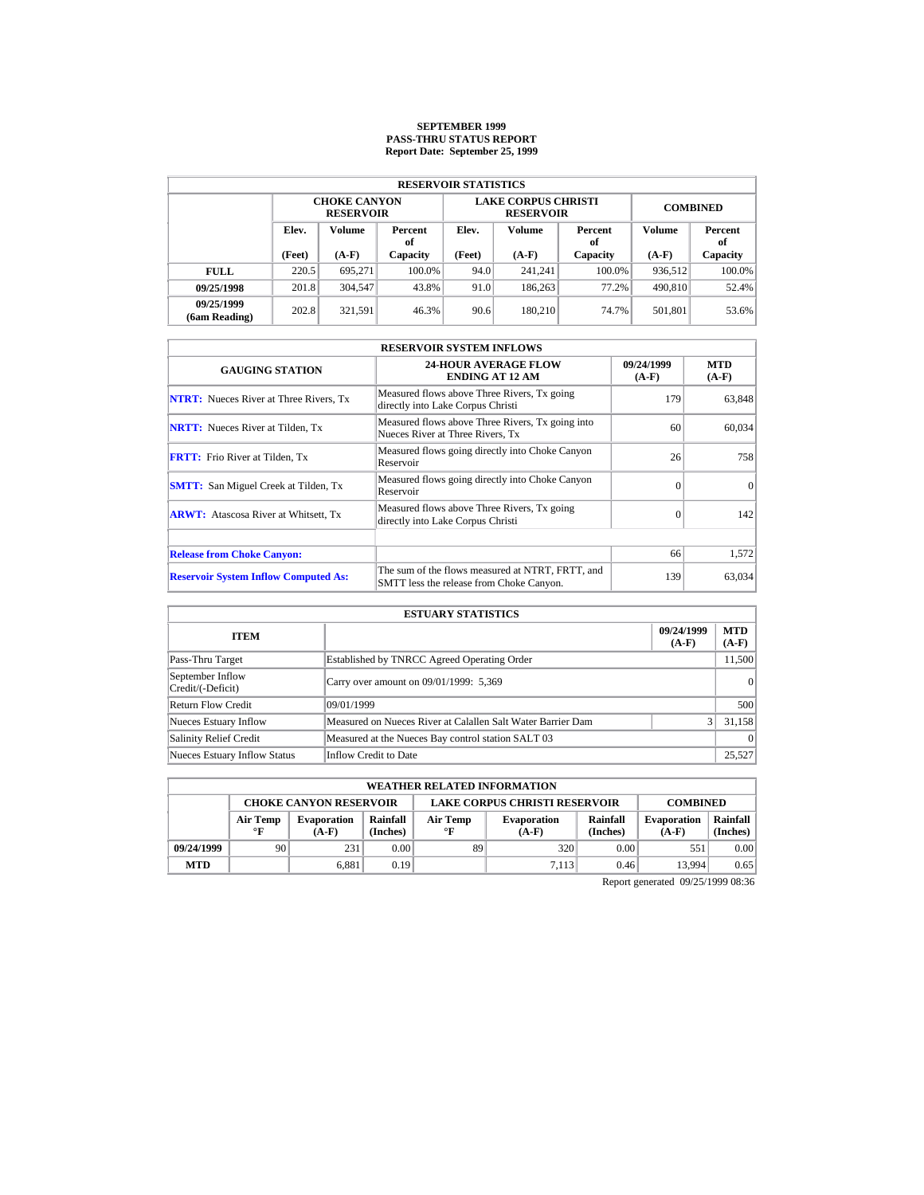# SEPTEMBER 1999
# PASS-THRU STATUS REPORT
## Report Date: September 25, 1999

| RESERVOIR STATISTICS | | | | | | | | |
|---|---|---|---|---|---|---|---|---|
| | CHOKE CANYON RESERVOIR | | | LAKE CORPUS CHRISTI RESERVOIR | | | COMBINED | |
| | Elev. (Feet) | Volume (A-F) | Percent of Capacity | Elev. (Feet) | Volume (A-F) | Percent of Capacity | Volume (A-F) | Percent of Capacity |
| **FULL** | 220.5 | 695,271 | 100.0% | 94.0 | 241,241 | 100.0% | 936,512 | 100.0% |
| **09/25/1998** | 201.8 | 304,547 | 43.8% | 91.0 | 186,263 | 77.2% | 490,810 | 52.4% |
| **09/25/1999 (6am Reading)** | 202.8 | 321,591 | 46.3% | 90.6 | 180,210 | 74.7% | 501,801 | 53.6% |

| RESERVOIR SYSTEM INFLOWS | | | |
|---|---|---|---|
| GAUGING STATION | 24-HOUR AVERAGE FLOW ENDING AT 12 AM | 09/24/1999 (A-F) | MTD (A-F) |
| **NTRT:** Nueces River at Three Rivers, Tx | Measured flows above Three Rivers, Tx going directly into Lake Corpus Christi | 179 | 63,848 |
| **NRTT:** Nueces River at Tilden, Tx | Measured flows above Three Rivers, Tx going into Nueces River at Three Rivers, Tx | 60 | 60,034 |
| **FRTT:** Frio River at Tilden, Tx | Measured flows going directly into Choke Canyon Reservoir | 26 | 758 |
| **SMTT:** San Miguel Creek at Tilden, Tx | Measured flows going directly into Choke Canyon Reservoir | 0 | 0 |
| **ARWT:** Atascosa River at Whitsett, Tx | Measured flows above Three Rivers, Tx going directly into Lake Corpus Christi | 0 | 142 |
| | | | |
| **Release from Choke Canyon:** | | 66 | 1,572 |
| **Reservoir System Inflow Computed As:** | The sum of the flows measured at NTRT, FRTT, and SMTT less the release from Choke Canyon. | 139 | 63,034 |

| ESTUARY STATISTICS | | | |
|---|---|---|---|
| ITEM | | 09/24/1999 (A-F) | MTD (A-F) |
| Pass-Thru Target | Established by TNRCC Agreed Operating Order | | 11,500 |
| September Inflow Credit/(-Deficit) | Carry over amount on 09/01/1999: 5,369 | | 0 |
| Return Flow Credit | 09/01/1999 | | 500 |
| Nueces Estuary Inflow | Measured on Nueces River at Calallen Salt Water Barrier Dam | 3 | 31,158 |
| Salinity Relief Credit | Measured at the Nueces Bay control station SALT 03 | | 0 |
| Nueces Estuary Inflow Status | Inflow Credit to Date | | 25,527 |

| WEATHER RELATED INFORMATION | | | | | | | | |
|---|---|---|---|---|---|---|---|---|
| | CHOKE CANYON RESERVOIR | | | LAKE CORPUS CHRISTI RESERVOIR | | | COMBINED | |
| | Air Temp °F | Evaporation (A-F) | Rainfall (Inches) | Air Temp °F | Evaporation (A-F) | Rainfall (Inches) | Evaporation (A-F) | Rainfall (Inches) |
| **09/24/1999** | 90 | 231 | 0.00 | 89 | 320 | 0.00 | 551 | 0.00 |
| **MTD** | | 6,881 | 0.19 | | 7,113 | 0.46 | 13,994 | 0.65 |

Report generated 09/25/1999 08:36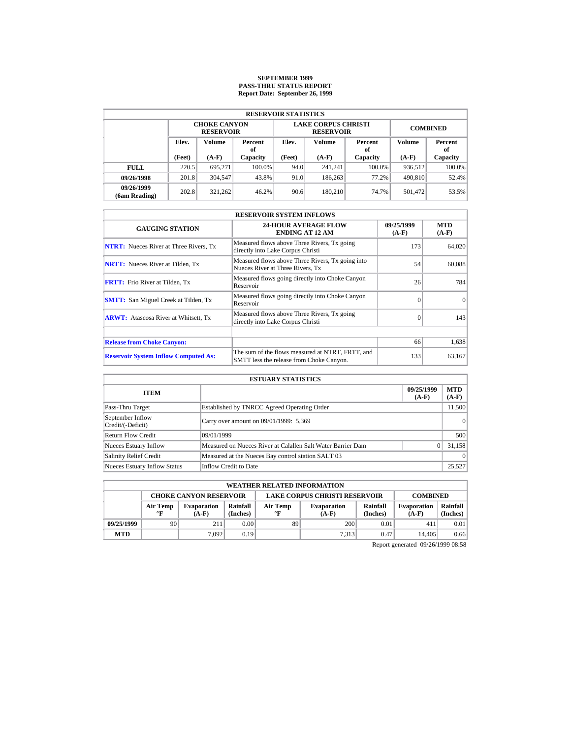# SEPTEMBER 1999
## PASS-THRU STATUS REPORT
### Report Date: September 26, 1999

| RESERVOIR STATISTICS | | | | | | | | |
|---|---|---|---|---|---|---|---|---|
| | CHOKE CANYON RESERVOIR | | | LAKE CORPUS CHRISTI RESERVOIR | | | COMBINED | |
| | Elev. (Feet) | Volume (A-F) | Percent of Capacity | Elev. (Feet) | Volume (A-F) | Percent of Capacity | Volume (A-F) | Percent of Capacity |
| **FULL** | 220.5 | 695,271 | 100.0% | 94.0 | 241,241 | 100.0% | 936,512 | 100.0% |
| **09/26/1998** | 201.8 | 304,547 | 43.8% | 91.0 | 186,263 | 77.2% | 490,810 | 52.4% |
| **09/26/1999 (6am Reading)** | 202.8 | 321,262 | 46.2% | 90.6 | 180,210 | 74.7% | 501,472 | 53.5% |

| RESERVOIR SYSTEM INFLOWS | | | |
|---|---|---|---|
| **GAUGING STATION** | **24-HOUR AVERAGE FLOW ENDING AT 12 AM** | **09/25/1999 (A-F)** | **MTD (A-F)** |
| **NTRT:** Nueces River at Three Rivers, Tx | Measured flows above Three Rivers, Tx going directly into Lake Corpus Christi | 173 | 64,020 |
| **NRTT:** Nueces River at Tilden, Tx | Measured flows above Three Rivers, Tx going into Nueces River at Three Rivers, Tx | 54 | 60,088 |
| **FRTT:** Frio River at Tilden, Tx | Measured flows going directly into Choke Canyon Reservoir | 26 | 784 |
| **SMTT:** San Miguel Creek at Tilden, Tx | Measured flows going directly into Choke Canyon Reservoir | 0 | 0 |
| **ARWT:** Atascosa River at Whitsett, Tx | Measured flows above Three Rivers, Tx going directly into Lake Corpus Christi | 0 | 143 |
| | | | |
| **Release from Choke Canyon:** | | 66 | 1,638 |
| **Reservoir System Inflow Computed As:** | The sum of the flows measured at NTRT, FRTT, and SMTT less the release from Choke Canyon. | 133 | 63,167 |

| ESTUARY STATISTICS | | | |
|---|---|---|---|
| **ITEM** | | **09/25/1999 (A-F)** | **MTD (A-F)** |
| Pass-Thru Target | Established by TNRCC Agreed Operating Order | | 11,500 |
| September Inflow Credit/(-Deficit) | Carry over amount on 09/01/1999: 5,369 | | 0 |
| Return Flow Credit | 09/01/1999 | | 500 |
| Nueces Estuary Inflow | Measured on Nueces River at Calallen Salt Water Barrier Dam | 0 | 31,158 |
| Salinity Relief Credit | Measured at the Nueces Bay control station SALT 03 | | 0 |
| Nueces Estuary Inflow Status | Inflow Credit to Date | | 25,527 |

| WEATHER RELATED INFORMATION | | | | | | | | |
|---|---|---|---|---|---|---|---|---|
| | CHOKE CANYON RESERVOIR | | | LAKE CORPUS CHRISTI RESERVOIR | | | COMBINED | |
| | Air Temp °F | Evaporation (A-F) | Rainfall (Inches) | Air Temp °F | Evaporation (A-F) | Rainfall (Inches) | Evaporation (A-F) | Rainfall (Inches) |
| **09/25/1999** | 90 | 211 | 0.00 | 89 | 200 | 0.01 | 411 | 0.01 |
| **MTD** | | 7,092 | 0.19 | | 7,313 | 0.47 | 14,405 | 0.66 |

Report generated 09/26/1999 08:58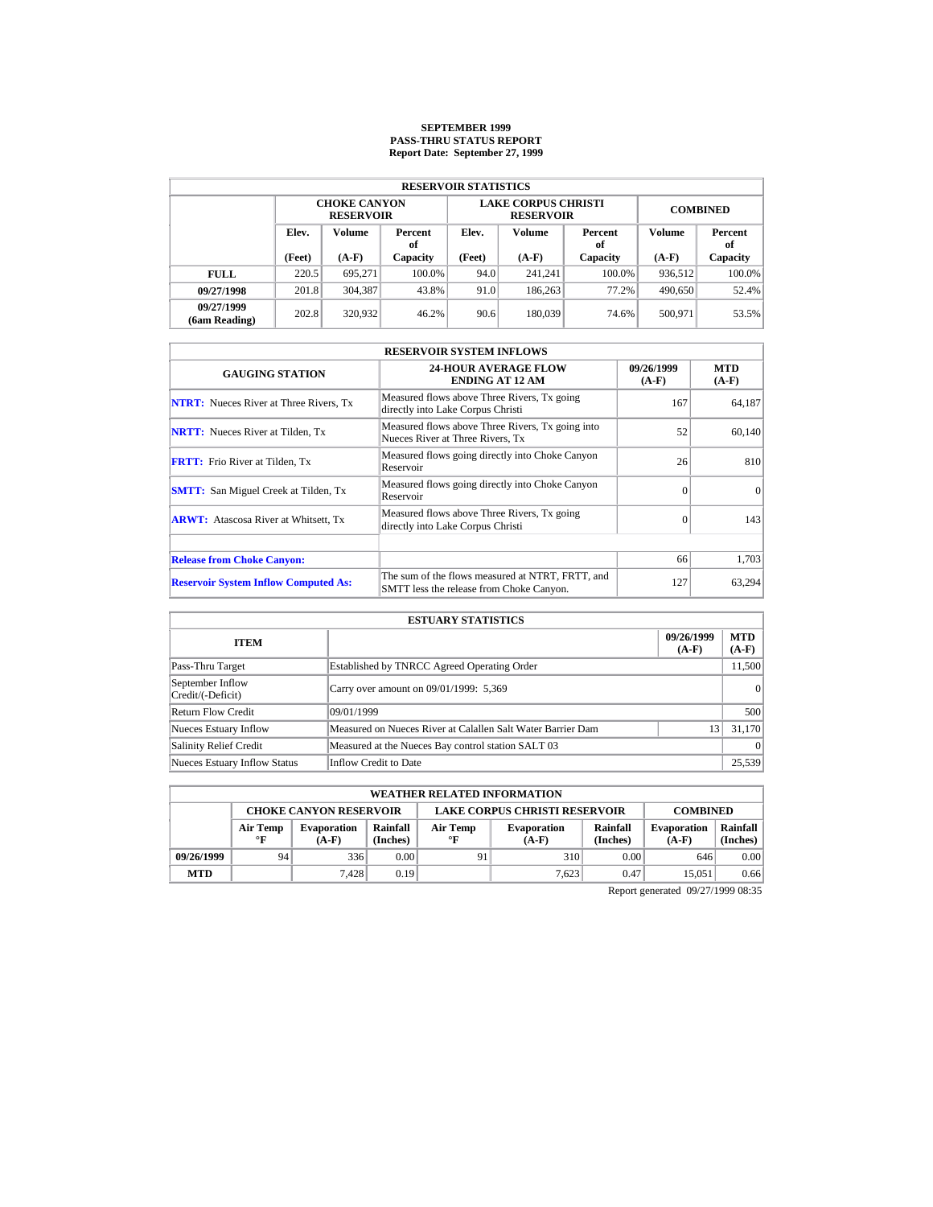# SEPTEMBER 1999
## PASS-THRU STATUS REPORT
## Report Date: September 27, 1999

| RESERVOIR STATISTICS | | | | | | | | |
|---|---|---|---|---|---|---|---|---|
| | CHOKE CANYON RESERVOIR | | | LAKE CORPUS CHRISTI RESERVOIR | | | COMBINED | |
| | Elev. (Feet) | Volume (A-F) | Percent of Capacity | Elev. (Feet) | Volume (A-F) | Percent of Capacity | Volume (A-F) | Percent of Capacity |
| **FULL** | 220.5 | 695,271 | 100.0% | 94.0 | 241,241 | 100.0% | 936,512 | 100.0% |
| **09/27/1998** | 201.8 | 304,387 | 43.8% | 91.0 | 186,263 | 77.2% | 490,650 | 52.4% |
| **09/27/1999 (6am Reading)** | 202.8 | 320,932 | 46.2% | 90.6 | 180,039 | 74.6% | 500,971 | 53.5% |

| RESERVOIR SYSTEM INFLOWS | | | |
|---|---|---|---|
| GAUGING STATION | 24-HOUR AVERAGE FLOW ENDING AT 12 AM | 09/26/1999 (A-F) | MTD (A-F) |
| **NTRT:** Nueces River at Three Rivers, Tx | Measured flows above Three Rivers, Tx going directly into Lake Corpus Christi | 167 | 64,187 |
| **NRTT:** Nueces River at Tilden, Tx | Measured flows above Three Rivers, Tx going into Nueces River at Three Rivers, Tx | 52 | 60,140 |
| **FRTT:** Frio River at Tilden, Tx | Measured flows going directly into Choke Canyon Reservoir | 26 | 810 |
| **SMTT:** San Miguel Creek at Tilden, Tx | Measured flows going directly into Choke Canyon Reservoir | 0 | 0 |
| **ARWT:** Atascosa River at Whitsett, Tx | Measured flows above Three Rivers, Tx going directly into Lake Corpus Christi | 0 | 143 |
| | | | |
| **Release from Choke Canyon:** | | 66 | 1,703 |
| **Reservoir System Inflow Computed As:** | The sum of the flows measured at NTRT, FRTT, and SMTT less the release from Choke Canyon. | 127 | 63,294 |

| ESTUARY STATISTICS | | | |
|---|---|---|---|
| ITEM | | 09/26/1999 (A-F) | MTD (A-F) |
| Pass-Thru Target | Established by TNRCC Agreed Operating Order | | 11,500 |
| September Inflow Credit/(-Deficit) | Carry over amount on 09/01/1999: 5,369 | | 0 |
| Return Flow Credit | 09/01/1999 | | 500 |
| Nueces Estuary Inflow | Measured on Nueces River at Calallen Salt Water Barrier Dam | 13 | 31,170 |
| Salinity Relief Credit | Measured at the Nueces Bay control station SALT 03 | | 0 |
| Nueces Estuary Inflow Status | Inflow Credit to Date | | 25,539 |

| WEATHER RELATED INFORMATION | | | | | | | | |
|---|---|---|---|---|---|---|---|---|
| | CHOKE CANYON RESERVOIR | | | LAKE CORPUS CHRISTI RESERVOIR | | | COMBINED | |
| | Air Temp °F | Evaporation (A-F) | Rainfall (Inches) | Air Temp °F | Evaporation (A-F) | Rainfall (Inches) | Evaporation (A-F) | Rainfall (Inches) |
| **09/26/1999** | 94 | 336 | 0.00 | 91 | 310 | 0.00 | 646 | 0.00 |
| **MTD** | | 7,428 | 0.19 | | 7,623 | 0.47 | 15,051 | 0.66 |

Report generated 09/27/1999 08:35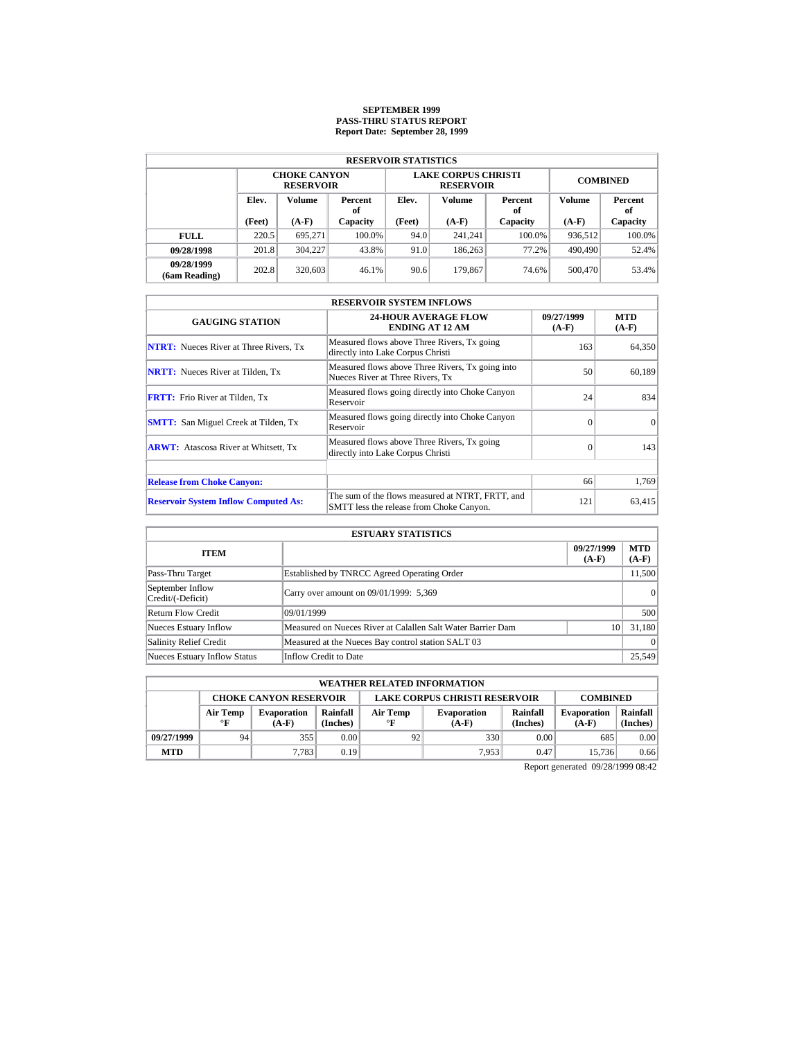# SEPTEMBER 1999
## PASS-THRU STATUS REPORT
### Report Date: September 28, 1999

| RESERVOIR STATISTICS | | | | | | | | |
|---|---|---|---|---|---|---|---|---|
| | CHOKE CANYON RESERVOIR | | | LAKE CORPUS CHRISTI RESERVOIR | | | COMBINED | |
| | Elev. (Feet) | Volume (A-F) | Percent of Capacity | Elev. (Feet) | Volume (A-F) | Percent of Capacity | Volume (A-F) | Percent of Capacity |
| **FULL** | 220.5 | 695,271 | 100.0% | 94.0 | 241,241 | 100.0% | 936,512 | 100.0% |
| **09/28/1998** | 201.8 | 304,227 | 43.8% | 91.0 | 186,263 | 77.2% | 490,490 | 52.4% |
| **09/28/1999 (6am Reading)** | 202.8 | 320,603 | 46.1% | 90.6 | 179,867 | 74.6% | 500,470 | 53.4% |

| RESERVOIR SYSTEM INFLOWS | | | |
|---|---|---|---|
| GAUGING STATION | 24-HOUR AVERAGE FLOW ENDING AT 12 AM | 09/27/1999 (A-F) | MTD (A-F) |
| **NTRT:** Nueces River at Three Rivers, Tx | Measured flows above Three Rivers, Tx going directly into Lake Corpus Christi | 163 | 64,350 |
| **NRTT:** Nueces River at Tilden, Tx | Measured flows above Three Rivers, Tx going into Nueces River at Three Rivers, Tx | 50 | 60,189 |
| **FRTT:** Frio River at Tilden, Tx | Measured flows going directly into Choke Canyon Reservoir | 24 | 834 |
| **SMTT:** San Miguel Creek at Tilden, Tx | Measured flows going directly into Choke Canyon Reservoir | 0 | 0 |
| **ARWT:** Atascosa River at Whitsett, Tx | Measured flows above Three Rivers, Tx going directly into Lake Corpus Christi | 0 | 143 |
| | | | |
| **Release from Choke Canyon:** | | 66 | 1,769 |
| **Reservoir System Inflow Computed As:** | The sum of the flows measured at NTRT, FRTT, and SMTT less the release from Choke Canyon. | 121 | 63,415 |

| ESTUARY STATISTICS | | | |
|---|---|---|---|
| ITEM | | 09/27/1999 (A-F) | MTD (A-F) |
| Pass-Thru Target | Established by TNRCC Agreed Operating Order | | 11,500 |
| September Inflow Credit/(-Deficit) | Carry over amount on 09/01/1999: 5,369 | | 0 |
| Return Flow Credit | 09/01/1999 | | 500 |
| Nueces Estuary Inflow | Measured on Nueces River at Calallen Salt Water Barrier Dam | 10 | 31,180 |
| Salinity Relief Credit | Measured at the Nueces Bay control station SALT 03 | | 0 |
| Nueces Estuary Inflow Status | Inflow Credit to Date | | 25,549 |

| WEATHER RELATED INFORMATION | | | | | | | | |
|---|---|---|---|---|---|---|---|---|
| | CHOKE CANYON RESERVOIR | | | LAKE CORPUS CHRISTI RESERVOIR | | | COMBINED | |
| | Air Temp °F | Evaporation (A-F) | Rainfall (Inches) | Air Temp °F | Evaporation (A-F) | Rainfall (Inches) | Evaporation (A-F) | Rainfall (Inches) |
| **09/27/1999** | 94 | 355 | 0.00 | 92 | 330 | 0.00 | 685 | 0.00 |
| **MTD** | | 7,783 | 0.19 | | 7,953 | 0.47 | 15,736 | 0.66 |

Report generated 09/28/1999 08:42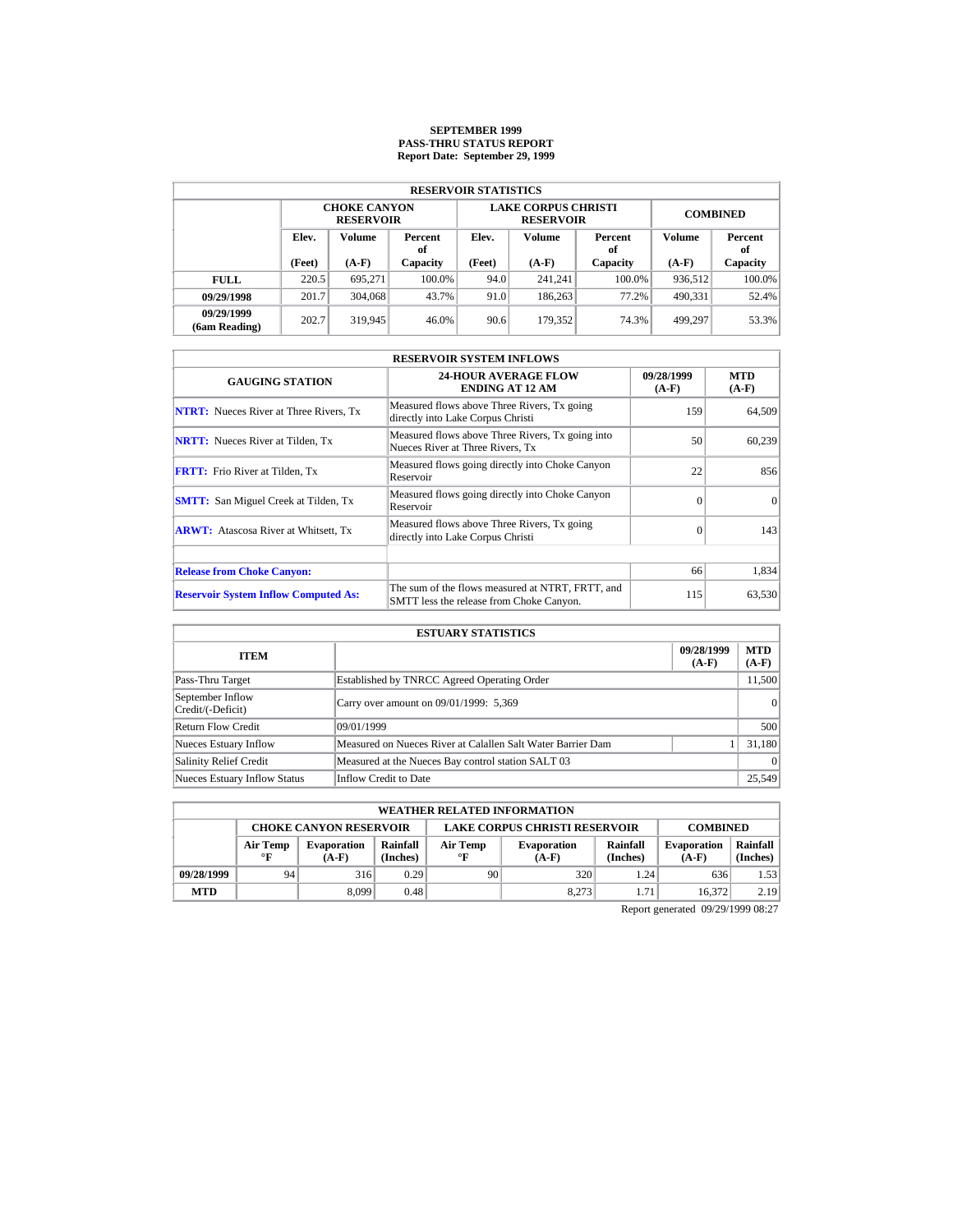# SEPTEMBER 1999
## PASS-THRU STATUS REPORT
### Report Date: September 29, 1999

| RESERVOIR STATISTICS | | | | | | | | |
|---|---|---|---|---|---|---|---|---|
| | CHOKE CANYON RESERVOIR | | | LAKE CORPUS CHRISTI RESERVOIR | | | COMBINED | |
| | Elev. (Feet) | Volume (A-F) | Percent of Capacity | Elev. (Feet) | Volume (A-F) | Percent of Capacity | Volume (A-F) | Percent of Capacity |
| **FULL** | 220.5 | 695,271 | 100.0% | 94.0 | 241,241 | 100.0% | 936,512 | 100.0% |
| **09/29/1998** | 201.7 | 304,068 | 43.7% | 91.0 | 186,263 | 77.2% | 490,331 | 52.4% |
| **09/29/1999 (6am Reading)** | 202.7 | 319,945 | 46.0% | 90.6 | 179,352 | 74.3% | 499,297 | 53.3% |

| RESERVOIR SYSTEM INFLOWS | | | |
|---|---|---|---|
| GAUGING STATION | 24-HOUR AVERAGE FLOW ENDING AT 12 AM | 09/28/1999 (A-F) | MTD (A-F) |
| **NTRT:** Nueces River at Three Rivers, Tx | Measured flows above Three Rivers, Tx going directly into Lake Corpus Christi | 159 | 64,509 |
| **NRTT:** Nueces River at Tilden, Tx | Measured flows above Three Rivers, Tx going into Nueces River at Three Rivers, Tx | 50 | 60,239 |
| **FRTT:** Frio River at Tilden, Tx | Measured flows going directly into Choke Canyon Reservoir | 22 | 856 |
| **SMTT:** San Miguel Creek at Tilden, Tx | Measured flows going directly into Choke Canyon Reservoir | 0 | 0 |
| **ARWT:** Atascosa River at Whitsett, Tx | Measured flows above Three Rivers, Tx going directly into Lake Corpus Christi | 0 | 143 |
| | | | |
| **Release from Choke Canyon:** | | 66 | 1,834 |
| **Reservoir System Inflow Computed As:** | The sum of the flows measured at NTRT, FRTT, and SMTT less the release from Choke Canyon. | 115 | 63,530 |

| ESTUARY STATISTICS | | | |
|---|---|---|---|
| ITEM | | 09/28/1999 (A-F) | MTD (A-F) |
| Pass-Thru Target | Established by TNRCC Agreed Operating Order | | 11,500 |
| September Inflow Credit/(-Deficit) | Carry over amount on 09/01/1999: 5,369 | | 0 |
| Return Flow Credit | 09/01/1999 | | 500 |
| Nueces Estuary Inflow | Measured on Nueces River at Calallen Salt Water Barrier Dam | 1 | 31,180 |
| Salinity Relief Credit | Measured at the Nueces Bay control station SALT 03 | | 0 |
| Nueces Estuary Inflow Status | Inflow Credit to Date | | 25,549 |

| WEATHER RELATED INFORMATION | | | | | | | | |
|---|---|---|---|---|---|---|---|---|
| | CHOKE CANYON RESERVOIR | | | LAKE CORPUS CHRISTI RESERVOIR | | | COMBINED | |
| | Air Temp °F | Evaporation (A-F) | Rainfall (Inches) | Air Temp °F | Evaporation (A-F) | Rainfall (Inches) | Evaporation (A-F) | Rainfall (Inches) |
| **09/28/1999** | 94 | 316 | 0.29 | 90 | 320 | 1.24 | 636 | 1.53 |
| **MTD** | | 8,099 | 0.48 | | 8,273 | 1.71 | 16,372 | 2.19 |

Report generated 09/29/1999 08:27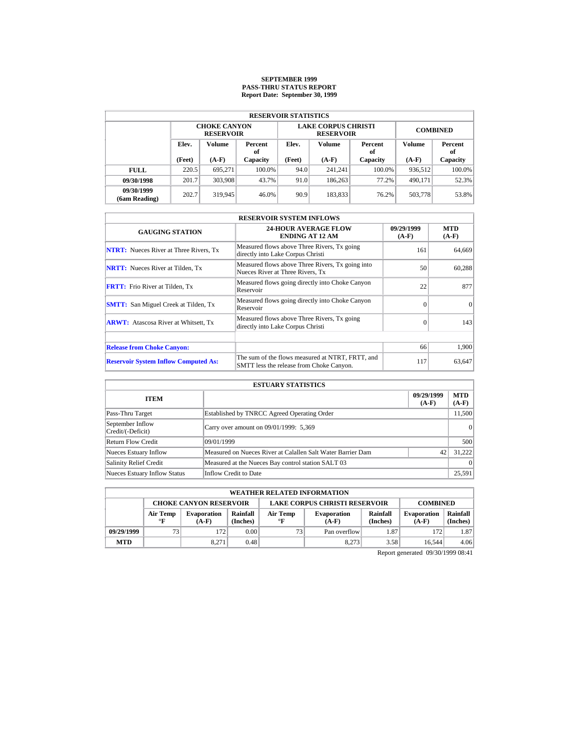**SEPTEMBER 1999**
**PASS-THRU STATUS REPORT**
**Report Date: September 30, 1999**

| RESERVOIR STATISTICS | | | | | | | | |
|---|---|---|---|---|---|---|---|---|
| | CHOKE CANYON RESERVOIR | | | LAKE CORPUS CHRISTI RESERVOIR | | | COMBINED | |
| | Elev. (Feet) | Volume (A-F) | Percent of Capacity | Elev. (Feet) | Volume (A-F) | Percent of Capacity | Volume (A-F) | Percent of Capacity |
| **FULL** | 220.5 | 695,271 | 100.0% | 94.0 | 241,241 | 100.0% | 936,512 | 100.0% |
| **09/30/1998** | 201.7 | 303,908 | 43.7% | 91.0 | 186,263 | 77.2% | 490,171 | 52.3% |
| **09/30/1999 (6am Reading)** | 202.7 | 319,945 | 46.0% | 90.9 | 183,833 | 76.2% | 503,778 | 53.8% |

| RESERVOIR SYSTEM INFLOWS | | | |
|---|---|---|---|
| **GAUGING STATION** | **24-HOUR AVERAGE FLOW ENDING AT 12 AM** | **09/29/1999 (A-F)** | **MTD (A-F)** |
| **NTRT:** Nueces River at Three Rivers, Tx | Measured flows above Three Rivers, Tx going directly into Lake Corpus Christi | 161 | 64,669 |
| **NRTT:** Nueces River at Tilden, Tx | Measured flows above Three Rivers, Tx going into Nueces River at Three Rivers, Tx | 50 | 60,288 |
| **FRTT:** Frio River at Tilden, Tx | Measured flows going directly into Choke Canyon Reservoir | 22 | 877 |
| **SMTT:** San Miguel Creek at Tilden, Tx | Measured flows going directly into Choke Canyon Reservoir | 0 | 0 |
| **ARWT:** Atascosa River at Whitsett, Tx | Measured flows above Three Rivers, Tx going directly into Lake Corpus Christi | 0 | 143 |
| | | | |
| **Release from Choke Canyon:** | | 66 | 1,900 |
| **Reservoir System Inflow Computed As:** | The sum of the flows measured at NTRT, FRTT, and SMTT less the release from Choke Canyon. | 117 | 63,647 |

| ESTUARY STATISTICS | | | |
|---|---|---|---|
| **ITEM** | | **09/29/1999 (A-F)** | **MTD (A-F)** |
| Pass-Thru Target | Established by TNRCC Agreed Operating Order | | 11,500 |
| September Inflow Credit/(-Deficit) | Carry over amount on 09/01/1999: 5,369 | | 0 |
| Return Flow Credit | 09/01/1999 | | 500 |
| Nueces Estuary Inflow | Measured on Nueces River at Calallen Salt Water Barrier Dam | 42 | 31,222 |
| Salinity Relief Credit | Measured at the Nueces Bay control station SALT 03 | | 0 |
| Nueces Estuary Inflow Status | Inflow Credit to Date | | 25,591 |

| WEATHER RELATED INFORMATION | | | | | | | | |
|---|---|---|---|---|---|---|---|---|
| | CHOKE CANYON RESERVOIR | | | LAKE CORPUS CHRISTI RESERVOIR | | | COMBINED | |
| | Air Temp °F | Evaporation (A-F) | Rainfall (Inches) | Air Temp °F | Evaporation (A-F) | Rainfall (Inches) | Evaporation (A-F) | Rainfall (Inches) |
| **09/29/1999** | 73 | 172 | 0.00 | 73 | Pan overflow | 1.87 | 172 | 1.87 |
| **MTD** | | 8,271 | 0.48 | | 8,273 | 3.58 | 16,544 | 4.06 |

Report generated 09/30/1999 08:41